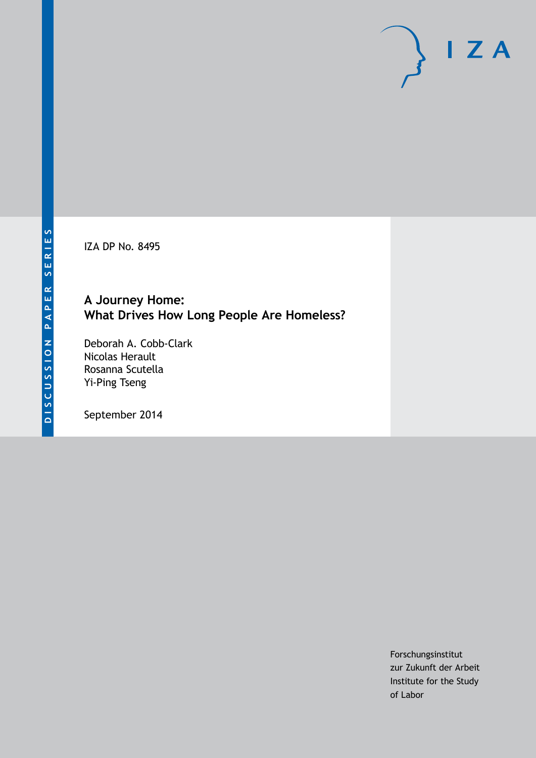DISCUSSION PAPER SERIES

IZA DP No. 8495

# A Journey Home: What Drives How Long People Are Homeless?

Deborah A. Cobb-Clark
Nicolas Herault
Rosanna Scutella
Yi-Ping Tseng

September 2014

IZA

Forschungsinstitut
zur Zukunft der Arbeit
Institute for the Study
of Labor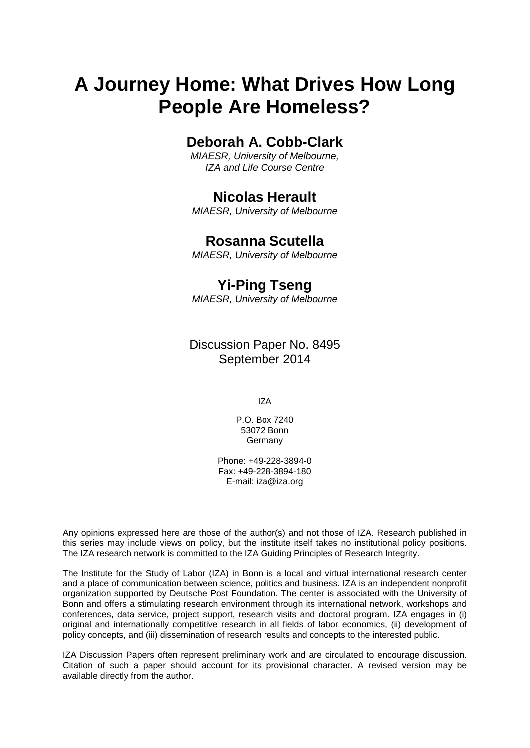# A Journey Home: What Drives How Long People Are Homeless?

## Deborah A. Cobb-Clark

*MIAESR, University of Melbourne,*
*IZA and Life Course Centre*

## Nicolas Herault

*MIAESR, University of Melbourne*

## Rosanna Scutella

*MIAESR, University of Melbourne*

## Yi-Ping Tseng

*MIAESR, University of Melbourne*

Discussion Paper No. 8495
September 2014

IZA

P.O. Box 7240
53072 Bonn
Germany

Phone: +49-228-3894-0
Fax: +49-228-3894-180
E-mail: iza@iza.org

Any opinions expressed here are those of the author(s) and not those of IZA. Research published in this series may include views on policy, but the institute itself takes no institutional policy positions. The IZA research network is committed to the IZA Guiding Principles of Research Integrity.

The Institute for the Study of Labor (IZA) in Bonn is a local and virtual international research center and a place of communication between science, politics and business. IZA is an independent nonprofit organization supported by Deutsche Post Foundation. The center is associated with the University of Bonn and offers a stimulating research environment through its international network, workshops and conferences, data service, project support, research visits and doctoral program. IZA engages in (i) original and internationally competitive research in all fields of labor economics, (ii) development of policy concepts, and (iii) dissemination of research results and concepts to the interested public.

IZA Discussion Papers often represent preliminary work and are circulated to encourage discussion. Citation of such a paper should account for its provisional character. A revised version may be available directly from the author.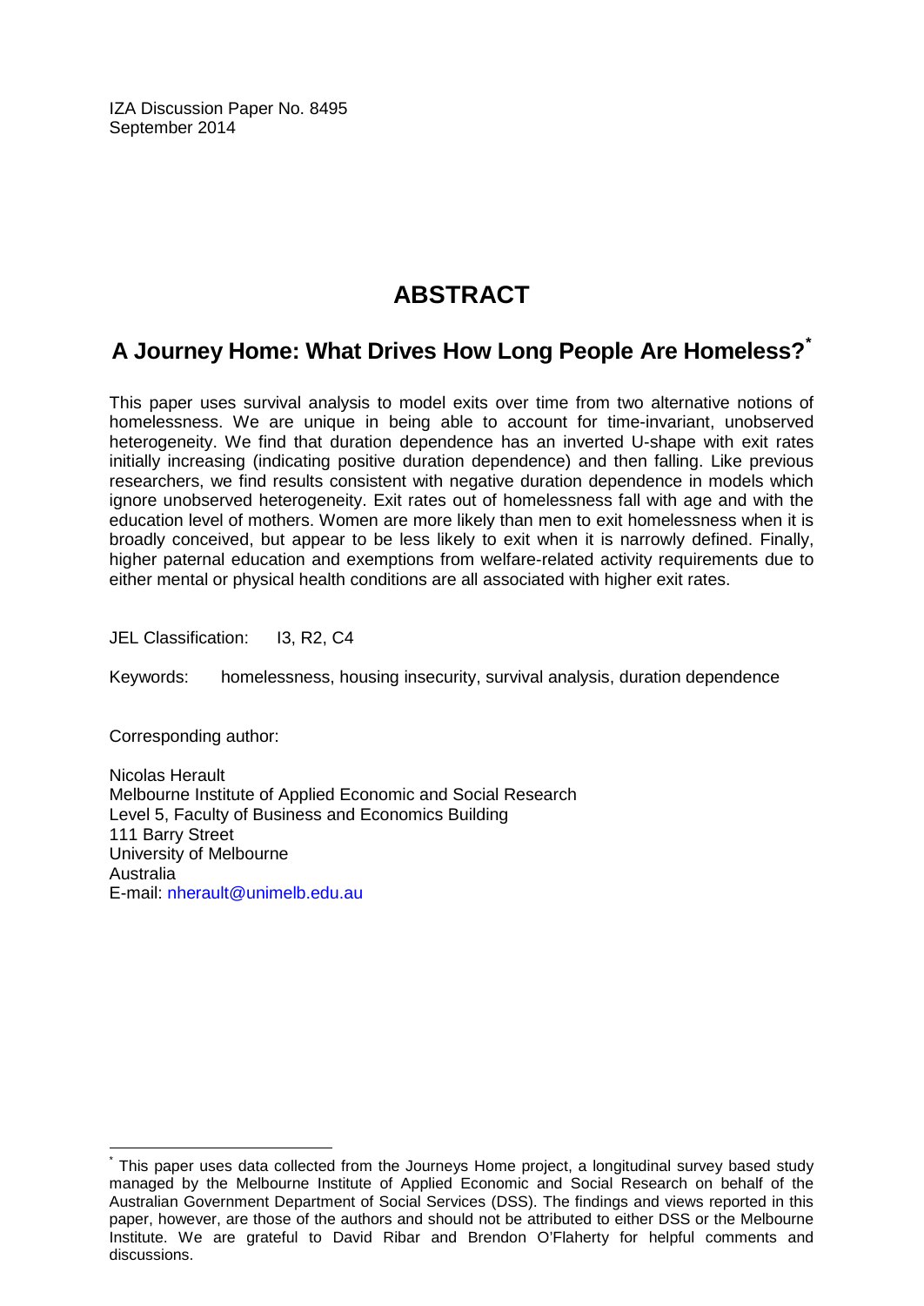IZA Discussion Paper No. 8495
September 2014

# ABSTRACT

## A Journey Home: What Drives How Long People Are Homeless?*

This paper uses survival analysis to model exits over time from two alternative notions of homelessness. We are unique in being able to account for time-invariant, unobserved heterogeneity. We find that duration dependence has an inverted U-shape with exit rates initially increasing (indicating positive duration dependence) and then falling. Like previous researchers, we find results consistent with negative duration dependence in models which ignore unobserved heterogeneity. Exit rates out of homelessness fall with age and with the education level of mothers. Women are more likely than men to exit homelessness when it is broadly conceived, but appear to be less likely to exit when it is narrowly defined. Finally, higher paternal education and exemptions from welfare-related activity requirements due to either mental or physical health conditions are all associated with higher exit rates.

JEL Classification: I3, R2, C4

Keywords: homelessness, housing insecurity, survival analysis, duration dependence

Corresponding author:

Nicolas Herault
Melbourne Institute of Applied Economic and Social Research
Level 5, Faculty of Business and Economics Building
111 Barry Street
University of Melbourne
Australia
E-mail: nherault@unimelb.edu.au

---

* This paper uses data collected from the Journeys Home project, a longitudinal survey based study managed by the Melbourne Institute of Applied Economic and Social Research on behalf of the Australian Government Department of Social Services (DSS). The findings and views reported in this paper, however, are those of the authors and should not be attributed to either DSS or the Melbourne Institute. We are grateful to David Ribar and Brendon O'Flaherty for helpful comments and discussions.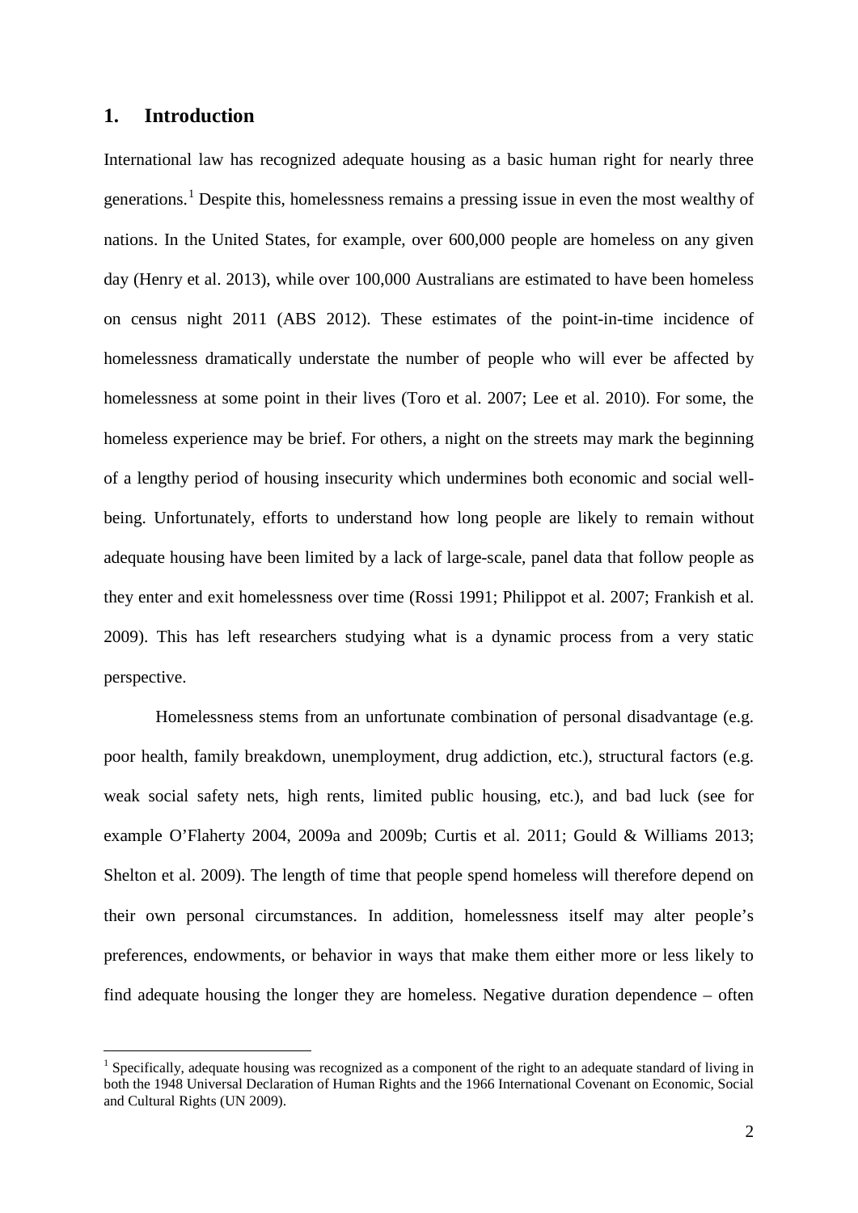## 1. Introduction

International law has recognized adequate housing as a basic human right for nearly three generations.[1] Despite this, homelessness remains a pressing issue in even the most wealthy of nations. In the United States, for example, over 600,000 people are homeless on any given day (Henry et al. 2013), while over 100,000 Australians are estimated to have been homeless on census night 2011 (ABS 2012). These estimates of the point-in-time incidence of homelessness dramatically understate the number of people who will ever be affected by homelessness at some point in their lives (Toro et al. 2007; Lee et al. 2010). For some, the homeless experience may be brief. For others, a night on the streets may mark the beginning of a lengthy period of housing insecurity which undermines both economic and social well-being. Unfortunately, efforts to understand how long people are likely to remain without adequate housing have been limited by a lack of large-scale, panel data that follow people as they enter and exit homelessness over time (Rossi 1991; Philippot et al. 2007; Frankish et al. 2009). This has left researchers studying what is a dynamic process from a very static perspective.

Homelessness stems from an unfortunate combination of personal disadvantage (e.g. poor health, family breakdown, unemployment, drug addiction, etc.), structural factors (e.g. weak social safety nets, high rents, limited public housing, etc.), and bad luck (see for example O'Flaherty 2004, 2009a and 2009b; Curtis et al. 2011; Gould & Williams 2013; Shelton et al. 2009). The length of time that people spend homeless will therefore depend on their own personal circumstances. In addition, homelessness itself may alter people's preferences, endowments, or behavior in ways that make them either more or less likely to find adequate housing the longer they are homeless. Negative duration dependence – often

[1] Specifically, adequate housing was recognized as a component of the right to an adequate standard of living in both the 1948 Universal Declaration of Human Rights and the 1966 International Covenant on Economic, Social and Cultural Rights (UN 2009).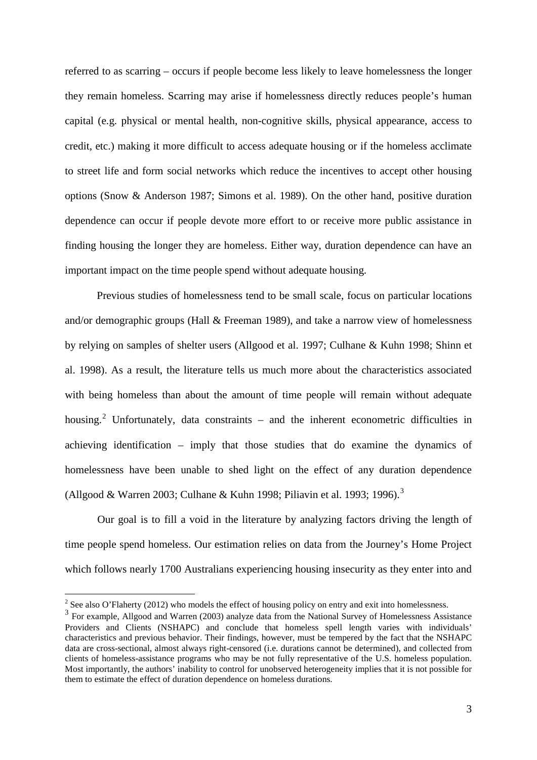referred to as scarring – occurs if people become less likely to leave homelessness the longer they remain homeless. Scarring may arise if homelessness directly reduces people's human capital (e.g. physical or mental health, non-cognitive skills, physical appearance, access to credit, etc.) making it more difficult to access adequate housing or if the homeless acclimate to street life and form social networks which reduce the incentives to accept other housing options (Snow & Anderson 1987; Simons et al. 1989). On the other hand, positive duration dependence can occur if people devote more effort to or receive more public assistance in finding housing the longer they are homeless. Either way, duration dependence can have an important impact on the time people spend without adequate housing.

Previous studies of homelessness tend to be small scale, focus on particular locations and/or demographic groups (Hall & Freeman 1989), and take a narrow view of homelessness by relying on samples of shelter users (Allgood et al. 1997; Culhane & Kuhn 1998; Shinn et al. 1998). As a result, the literature tells us much more about the characteristics associated with being homeless than about the amount of time people will remain without adequate housing.[2] Unfortunately, data constraints – and the inherent econometric difficulties in achieving identification – imply that those studies that do examine the dynamics of homelessness have been unable to shed light on the effect of any duration dependence (Allgood & Warren 2003; Culhane & Kuhn 1998; Piliavin et al. 1993; 1996).[3]

Our goal is to fill a void in the literature by analyzing factors driving the length of time people spend homeless. Our estimation relies on data from the Journey's Home Project which follows nearly 1700 Australians experiencing housing insecurity as they enter into and

[2] See also O'Flaherty (2012) who models the effect of housing policy on entry and exit into homelessness.

[3] For example, Allgood and Warren (2003) analyze data from the National Survey of Homelessness Assistance Providers and Clients (NSHAPC) and conclude that homeless spell length varies with individuals' characteristics and previous behavior. Their findings, however, must be tempered by the fact that the NSHAPC data are cross-sectional, almost always right-censored (i.e. durations cannot be determined), and collected from clients of homeless-assistance programs who may be not fully representative of the U.S. homeless population. Most importantly, the authors' inability to control for unobserved heterogeneity implies that it is not possible for them to estimate the effect of duration dependence on homeless durations.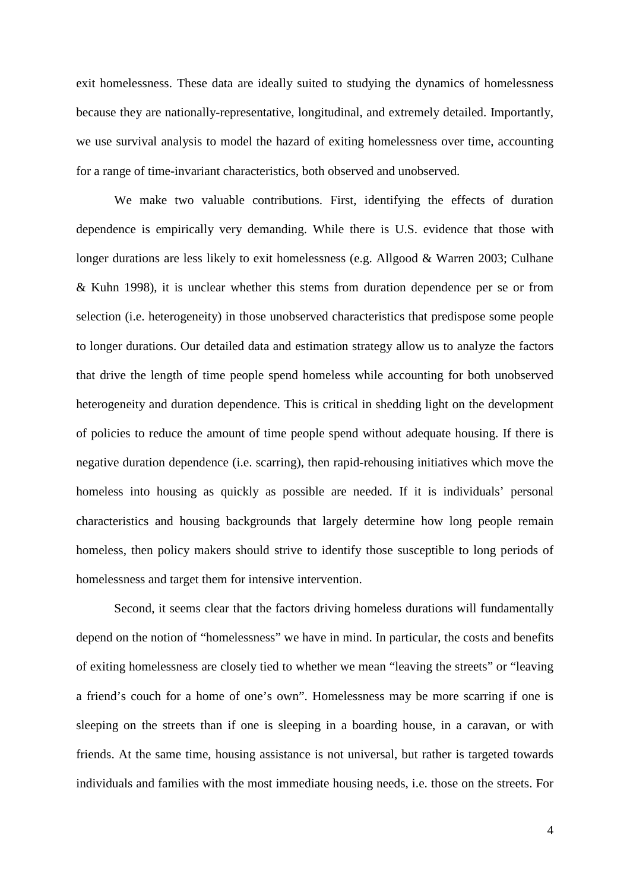exit homelessness. These data are ideally suited to studying the dynamics of homelessness because they are nationally-representative, longitudinal, and extremely detailed. Importantly, we use survival analysis to model the hazard of exiting homelessness over time, accounting for a range of time-invariant characteristics, both observed and unobserved.

We make two valuable contributions. First, identifying the effects of duration dependence is empirically very demanding. While there is U.S. evidence that those with longer durations are less likely to exit homelessness (e.g. Allgood & Warren 2003; Culhane & Kuhn 1998), it is unclear whether this stems from duration dependence per se or from selection (i.e. heterogeneity) in those unobserved characteristics that predispose some people to longer durations. Our detailed data and estimation strategy allow us to analyze the factors that drive the length of time people spend homeless while accounting for both unobserved heterogeneity and duration dependence. This is critical in shedding light on the development of policies to reduce the amount of time people spend without adequate housing. If there is negative duration dependence (i.e. scarring), then rapid-rehousing initiatives which move the homeless into housing as quickly as possible are needed. If it is individuals' personal characteristics and housing backgrounds that largely determine how long people remain homeless, then policy makers should strive to identify those susceptible to long periods of homelessness and target them for intensive intervention.

Second, it seems clear that the factors driving homeless durations will fundamentally depend on the notion of "homelessness" we have in mind. In particular, the costs and benefits of exiting homelessness are closely tied to whether we mean "leaving the streets" or "leaving a friend's couch for a home of one's own". Homelessness may be more scarring if one is sleeping on the streets than if one is sleeping in a boarding house, in a caravan, or with friends. At the same time, housing assistance is not universal, but rather is targeted towards individuals and families with the most immediate housing needs, i.e. those on the streets. For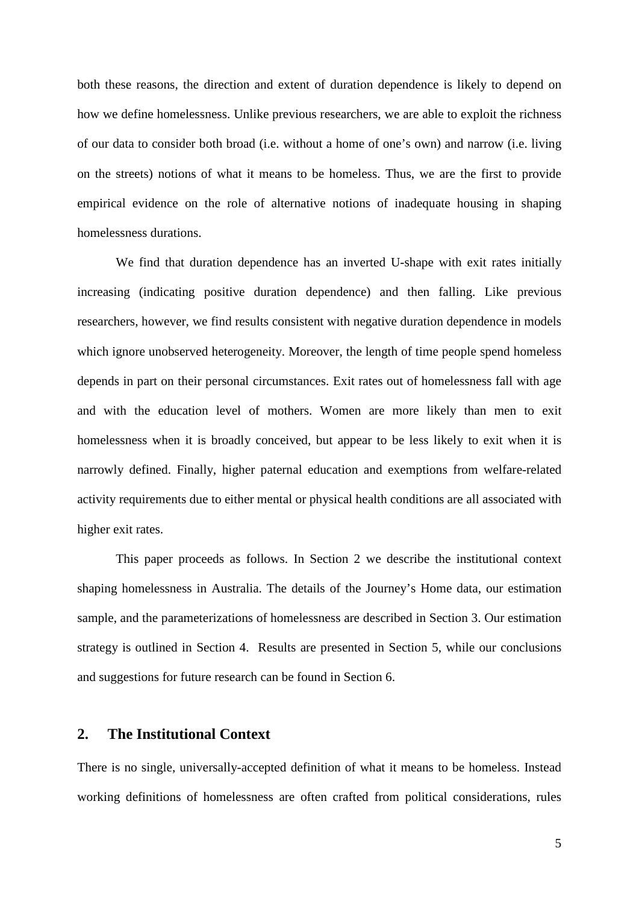both these reasons, the direction and extent of duration dependence is likely to depend on how we define homelessness. Unlike previous researchers, we are able to exploit the richness of our data to consider both broad (i.e. without a home of one's own) and narrow (i.e. living on the streets) notions of what it means to be homeless. Thus, we are the first to provide empirical evidence on the role of alternative notions of inadequate housing in shaping homelessness durations.

We find that duration dependence has an inverted U-shape with exit rates initially increasing (indicating positive duration dependence) and then falling. Like previous researchers, however, we find results consistent with negative duration dependence in models which ignore unobserved heterogeneity. Moreover, the length of time people spend homeless depends in part on their personal circumstances. Exit rates out of homelessness fall with age and with the education level of mothers. Women are more likely than men to exit homelessness when it is broadly conceived, but appear to be less likely to exit when it is narrowly defined. Finally, higher paternal education and exemptions from welfare-related activity requirements due to either mental or physical health conditions are all associated with higher exit rates.

This paper proceeds as follows. In Section 2 we describe the institutional context shaping homelessness in Australia. The details of the Journey's Home data, our estimation sample, and the parameterizations of homelessness are described in Section 3. Our estimation strategy is outlined in Section 4. Results are presented in Section 5, while our conclusions and suggestions for future research can be found in Section 6.

## 2. The Institutional Context

There is no single, universally-accepted definition of what it means to be homeless. Instead working definitions of homelessness are often crafted from political considerations, rules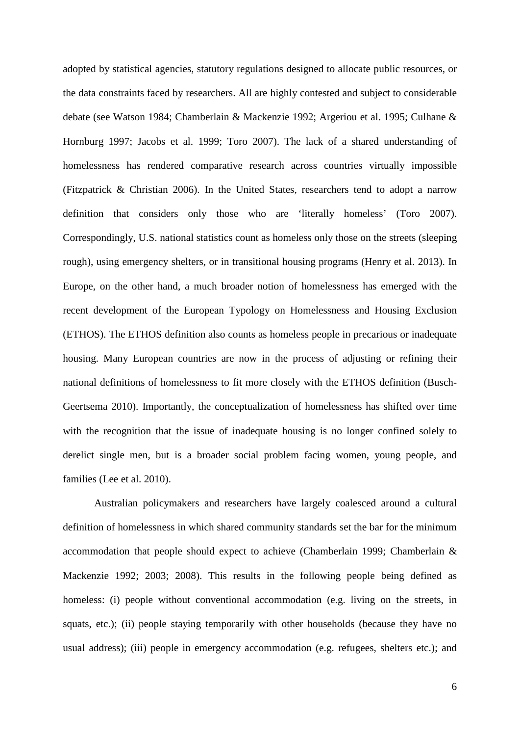adopted by statistical agencies, statutory regulations designed to allocate public resources, or the data constraints faced by researchers. All are highly contested and subject to considerable debate (see Watson 1984; Chamberlain & Mackenzie 1992; Argeriou et al. 1995; Culhane & Hornburg 1997; Jacobs et al. 1999; Toro 2007). The lack of a shared understanding of homelessness has rendered comparative research across countries virtually impossible (Fitzpatrick & Christian 2006). In the United States, researchers tend to adopt a narrow definition that considers only those who are 'literally homeless' (Toro 2007). Correspondingly, U.S. national statistics count as homeless only those on the streets (sleeping rough), using emergency shelters, or in transitional housing programs (Henry et al. 2013). In Europe, on the other hand, a much broader notion of homelessness has emerged with the recent development of the European Typology on Homelessness and Housing Exclusion (ETHOS). The ETHOS definition also counts as homeless people in precarious or inadequate housing. Many European countries are now in the process of adjusting or refining their national definitions of homelessness to fit more closely with the ETHOS definition (Busch-Geertsema 2010). Importantly, the conceptualization of homelessness has shifted over time with the recognition that the issue of inadequate housing is no longer confined solely to derelict single men, but is a broader social problem facing women, young people, and families (Lee et al. 2010).

Australian policymakers and researchers have largely coalesced around a cultural definition of homelessness in which shared community standards set the bar for the minimum accommodation that people should expect to achieve (Chamberlain 1999; Chamberlain & Mackenzie 1992; 2003; 2008). This results in the following people being defined as homeless: (i) people without conventional accommodation (e.g. living on the streets, in squats, etc.); (ii) people staying temporarily with other households (because they have no usual address); (iii) people in emergency accommodation (e.g. refugees, shelters etc.); and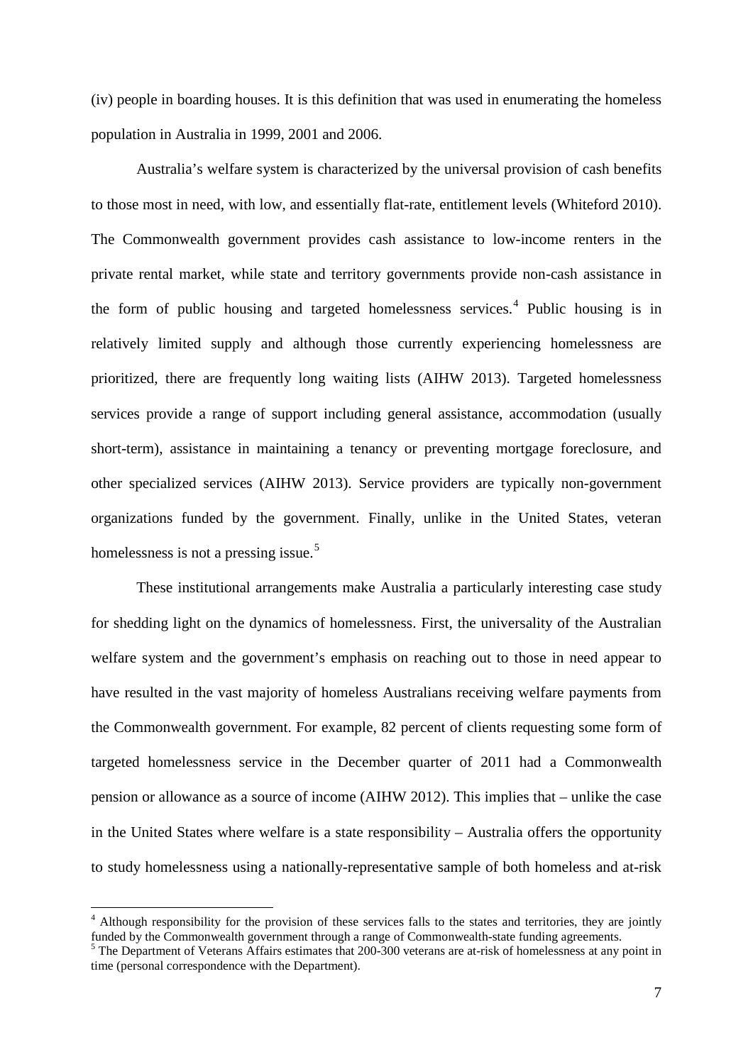(iv) people in boarding houses. It is this definition that was used in enumerating the homeless population in Australia in 1999, 2001 and 2006.

Australia's welfare system is characterized by the universal provision of cash benefits to those most in need, with low, and essentially flat-rate, entitlement levels (Whiteford 2010). The Commonwealth government provides cash assistance to low-income renters in the private rental market, while state and territory governments provide non-cash assistance in the form of public housing and targeted homelessness services.[4] Public housing is in relatively limited supply and although those currently experiencing homelessness are prioritized, there are frequently long waiting lists (AIHW 2013). Targeted homelessness services provide a range of support including general assistance, accommodation (usually short-term), assistance in maintaining a tenancy or preventing mortgage foreclosure, and other specialized services (AIHW 2013). Service providers are typically non-government organizations funded by the government. Finally, unlike in the United States, veteran homelessness is not a pressing issue.[5]

These institutional arrangements make Australia a particularly interesting case study for shedding light on the dynamics of homelessness. First, the universality of the Australian welfare system and the government's emphasis on reaching out to those in need appear to have resulted in the vast majority of homeless Australians receiving welfare payments from the Commonwealth government. For example, 82 percent of clients requesting some form of targeted homelessness service in the December quarter of 2011 had a Commonwealth pension or allowance as a source of income (AIHW 2012). This implies that – unlike the case in the United States where welfare is a state responsibility – Australia offers the opportunity to study homelessness using a nationally-representative sample of both homeless and at-risk

---

[4] Although responsibility for the provision of these services falls to the states and territories, they are jointly funded by the Commonwealth government through a range of Commonwealth-state funding agreements.

[5] The Department of Veterans Affairs estimates that 200-300 veterans are at-risk of homelessness at any point in time (personal correspondence with the Department).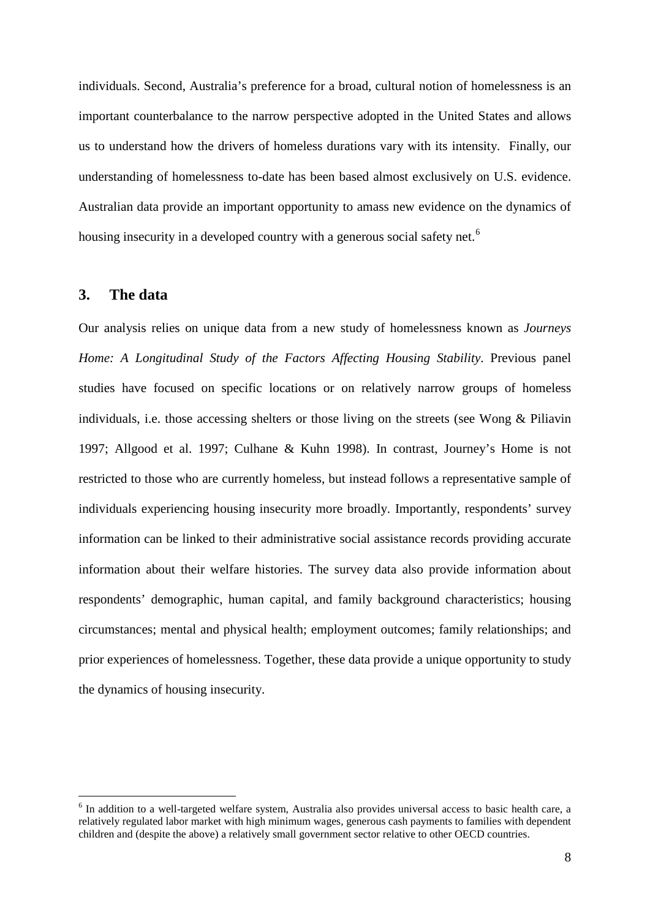individuals. Second, Australia's preference for a broad, cultural notion of homelessness is an important counterbalance to the narrow perspective adopted in the United States and allows us to understand how the drivers of homeless durations vary with its intensity. Finally, our understanding of homelessness to-date has been based almost exclusively on U.S. evidence. Australian data provide an important opportunity to amass new evidence on the dynamics of housing insecurity in a developed country with a generous social safety net.[6]

## 3. The data

Our analysis relies on unique data from a new study of homelessness known as *Journeys Home: A Longitudinal Study of the Factors Affecting Housing Stability*. Previous panel studies have focused on specific locations or on relatively narrow groups of homeless individuals, i.e. those accessing shelters or those living on the streets (see Wong & Piliavin 1997; Allgood et al. 1997; Culhane & Kuhn 1998). In contrast, Journey's Home is not restricted to those who are currently homeless, but instead follows a representative sample of individuals experiencing housing insecurity more broadly. Importantly, respondents' survey information can be linked to their administrative social assistance records providing accurate information about their welfare histories. The survey data also provide information about respondents' demographic, human capital, and family background characteristics; housing circumstances; mental and physical health; employment outcomes; family relationships; and prior experiences of homelessness. Together, these data provide a unique opportunity to study the dynamics of housing insecurity.

[6] In addition to a well-targeted welfare system, Australia also provides universal access to basic health care, a relatively regulated labor market with high minimum wages, generous cash payments to families with dependent children and (despite the above) a relatively small government sector relative to other OECD countries.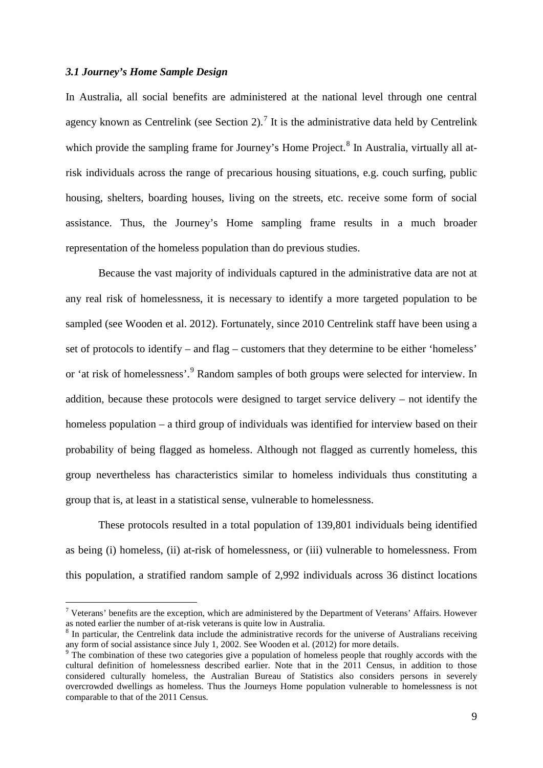### *3.1 Journey's Home Sample Design*

In Australia, all social benefits are administered at the national level through one central agency known as Centrelink (see Section 2).[7] It is the administrative data held by Centrelink which provide the sampling frame for Journey's Home Project.[8] In Australia, virtually all at-risk individuals across the range of precarious housing situations, e.g. couch surfing, public housing, shelters, boarding houses, living on the streets, etc. receive some form of social assistance. Thus, the Journey's Home sampling frame results in a much broader representation of the homeless population than do previous studies.

Because the vast majority of individuals captured in the administrative data are not at any real risk of homelessness, it is necessary to identify a more targeted population to be sampled (see Wooden et al. 2012). Fortunately, since 2010 Centrelink staff have been using a set of protocols to identify – and flag – customers that they determine to be either 'homeless' or 'at risk of homelessness'.[9] Random samples of both groups were selected for interview. In addition, because these protocols were designed to target service delivery – not identify the homeless population – a third group of individuals was identified for interview based on their probability of being flagged as homeless. Although not flagged as currently homeless, this group nevertheless has characteristics similar to homeless individuals thus constituting a group that is, at least in a statistical sense, vulnerable to homelessness.

These protocols resulted in a total population of 139,801 individuals being identified as being (i) homeless, (ii) at-risk of homelessness, or (iii) vulnerable to homelessness. From this population, a stratified random sample of 2,992 individuals across 36 distinct locations

---

[7] Veterans' benefits are the exception, which are administered by the Department of Veterans' Affairs. However as noted earlier the number of at-risk veterans is quite low in Australia.

[8] In particular, the Centrelink data include the administrative records for the universe of Australians receiving any form of social assistance since July 1, 2002. See Wooden et al. (2012) for more details.

[9] The combination of these two categories give a population of homeless people that roughly accords with the cultural definition of homelessness described earlier. Note that in the 2011 Census, in addition to those considered culturally homeless, the Australian Bureau of Statistics also considers persons in severely overcrowded dwellings as homeless. Thus the Journeys Home population vulnerable to homelessness is not comparable to that of the 2011 Census.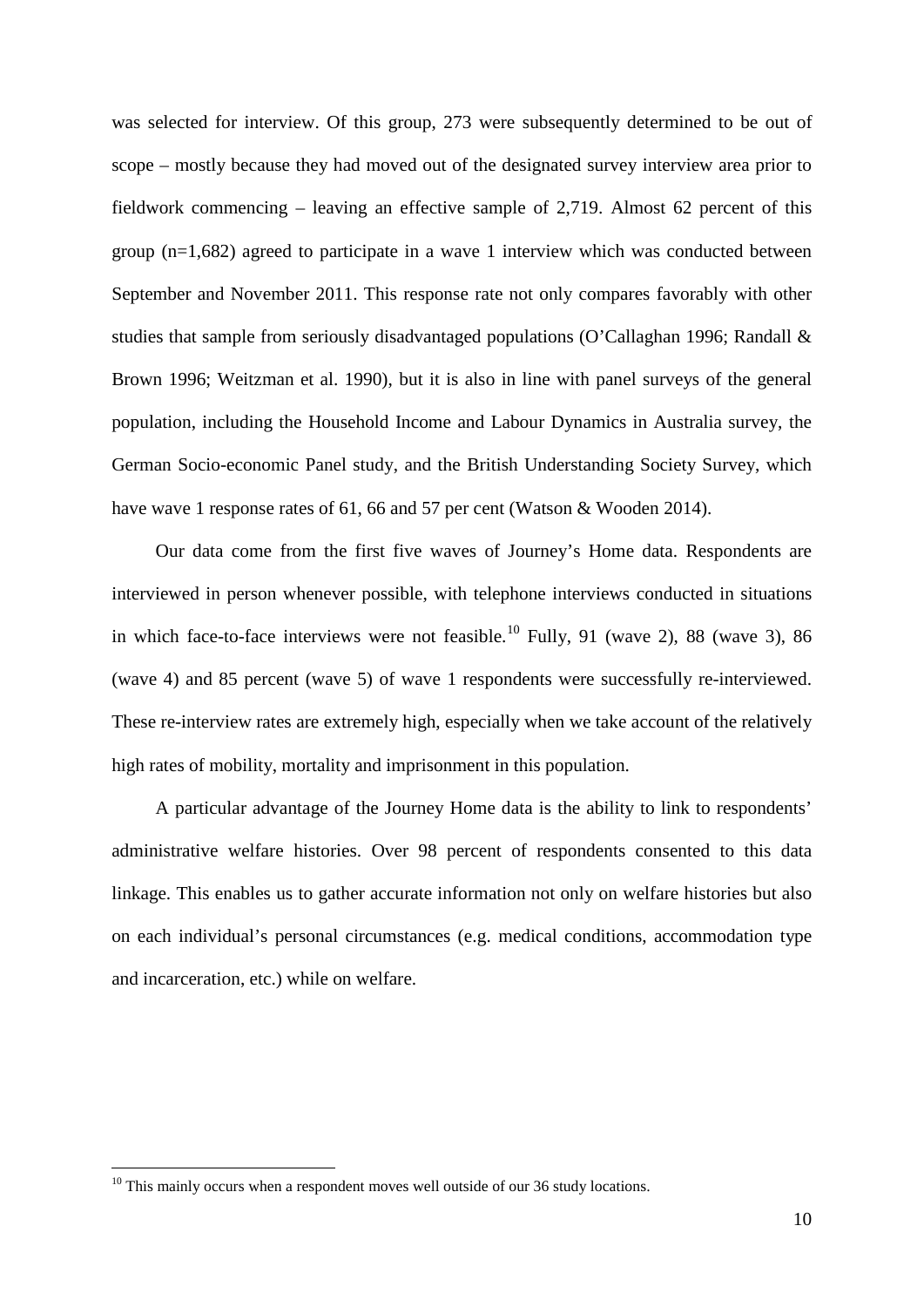was selected for interview. Of this group, 273 were subsequently determined to be out of scope – mostly because they had moved out of the designated survey interview area prior to fieldwork commencing – leaving an effective sample of 2,719. Almost 62 percent of this group (n=1,682) agreed to participate in a wave 1 interview which was conducted between September and November 2011. This response rate not only compares favorably with other studies that sample from seriously disadvantaged populations (O'Callaghan 1996; Randall & Brown 1996; Weitzman et al. 1990), but it is also in line with panel surveys of the general population, including the Household Income and Labour Dynamics in Australia survey, the German Socio-economic Panel study, and the British Understanding Society Survey, which have wave 1 response rates of 61, 66 and 57 per cent (Watson & Wooden 2014).

Our data come from the first five waves of Journey's Home data. Respondents are interviewed in person whenever possible, with telephone interviews conducted in situations in which face-to-face interviews were not feasible.[10] Fully, 91 (wave 2), 88 (wave 3), 86 (wave 4) and 85 percent (wave 5) of wave 1 respondents were successfully re-interviewed. These re-interview rates are extremely high, especially when we take account of the relatively high rates of mobility, mortality and imprisonment in this population.

A particular advantage of the Journey Home data is the ability to link to respondents' administrative welfare histories. Over 98 percent of respondents consented to this data linkage. This enables us to gather accurate information not only on welfare histories but also on each individual's personal circumstances (e.g. medical conditions, accommodation type and incarceration, etc.) while on welfare.

[10] This mainly occurs when a respondent moves well outside of our 36 study locations.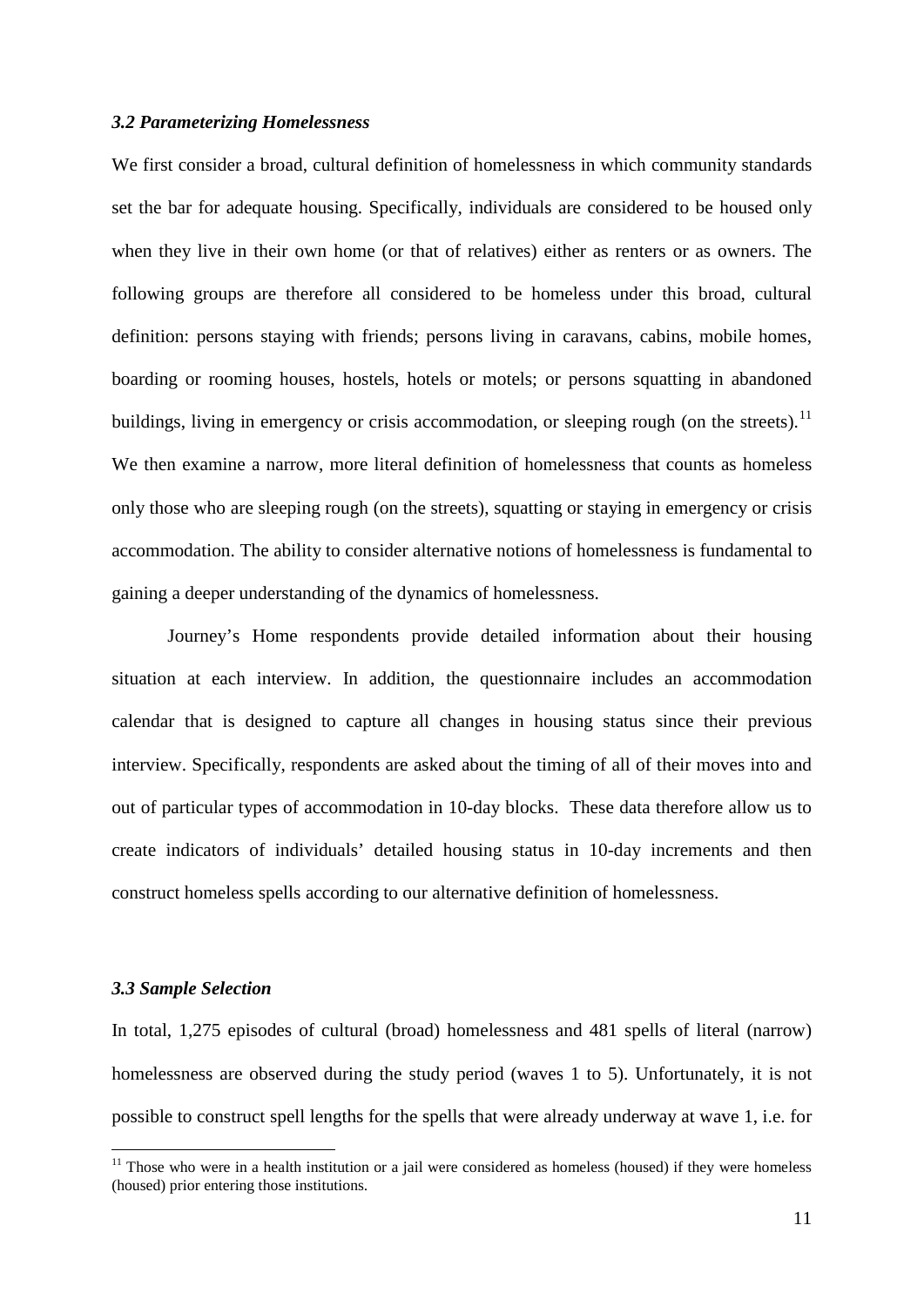### *3.2 Parameterizing Homelessness*

We first consider a broad, cultural definition of homelessness in which community standards set the bar for adequate housing. Specifically, individuals are considered to be housed only when they live in their own home (or that of relatives) either as renters or as owners. The following groups are therefore all considered to be homeless under this broad, cultural definition: persons staying with friends; persons living in caravans, cabins, mobile homes, boarding or rooming houses, hostels, hotels or motels; or persons squatting in abandoned buildings, living in emergency or crisis accommodation, or sleeping rough (on the streets).[11] We then examine a narrow, more literal definition of homelessness that counts as homeless only those who are sleeping rough (on the streets), squatting or staying in emergency or crisis accommodation. The ability to consider alternative notions of homelessness is fundamental to gaining a deeper understanding of the dynamics of homelessness.

Journey's Home respondents provide detailed information about their housing situation at each interview. In addition, the questionnaire includes an accommodation calendar that is designed to capture all changes in housing status since their previous interview. Specifically, respondents are asked about the timing of all of their moves into and out of particular types of accommodation in 10-day blocks. These data therefore allow us to create indicators of individuals' detailed housing status in 10-day increments and then construct homeless spells according to our alternative definition of homelessness.

### *3.3 Sample Selection*

In total, 1,275 episodes of cultural (broad) homelessness and 481 spells of literal (narrow) homelessness are observed during the study period (waves 1 to 5). Unfortunately, it is not possible to construct spell lengths for the spells that were already underway at wave 1, i.e. for

[11] Those who were in a health institution or a jail were considered as homeless (housed) if they were homeless (housed) prior entering those institutions.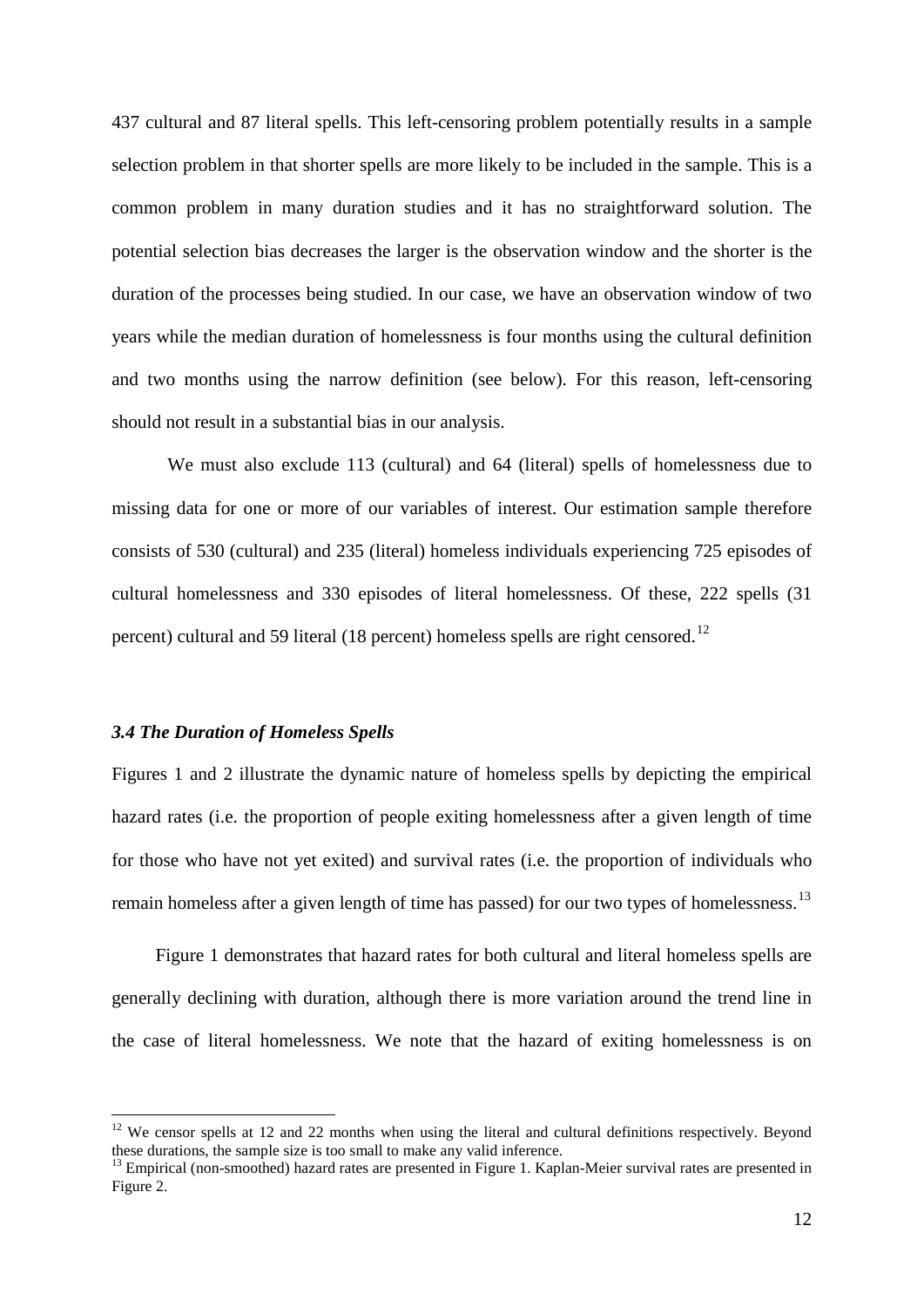437 cultural and 87 literal spells. This left-censoring problem potentially results in a sample selection problem in that shorter spells are more likely to be included in the sample. This is a common problem in many duration studies and it has no straightforward solution. The potential selection bias decreases the larger is the observation window and the shorter is the duration of the processes being studied. In our case, we have an observation window of two years while the median duration of homelessness is four months using the cultural definition and two months using the narrow definition (see below). For this reason, left-censoring should not result in a substantial bias in our analysis.

We must also exclude 113 (cultural) and 64 (literal) spells of homelessness due to missing data for one or more of our variables of interest. Our estimation sample therefore consists of 530 (cultural) and 235 (literal) homeless individuals experiencing 725 episodes of cultural homelessness and 330 episodes of literal homelessness. Of these, 222 spells (31 percent) cultural and 59 literal (18 percent) homeless spells are right censored.[12]

### *3.4 The Duration of Homeless Spells*

Figures 1 and 2 illustrate the dynamic nature of homeless spells by depicting the empirical hazard rates (i.e. the proportion of people exiting homelessness after a given length of time for those who have not yet exited) and survival rates (i.e. the proportion of individuals who remain homeless after a given length of time has passed) for our two types of homelessness.[13]

Figure 1 demonstrates that hazard rates for both cultural and literal homeless spells are generally declining with duration, although there is more variation around the trend line in the case of literal homelessness. We note that the hazard of exiting homelessness is on

[12] We censor spells at 12 and 22 months when using the literal and cultural definitions respectively. Beyond these durations, the sample size is too small to make any valid inference.

[13] Empirical (non-smoothed) hazard rates are presented in Figure 1. Kaplan-Meier survival rates are presented in Figure 2.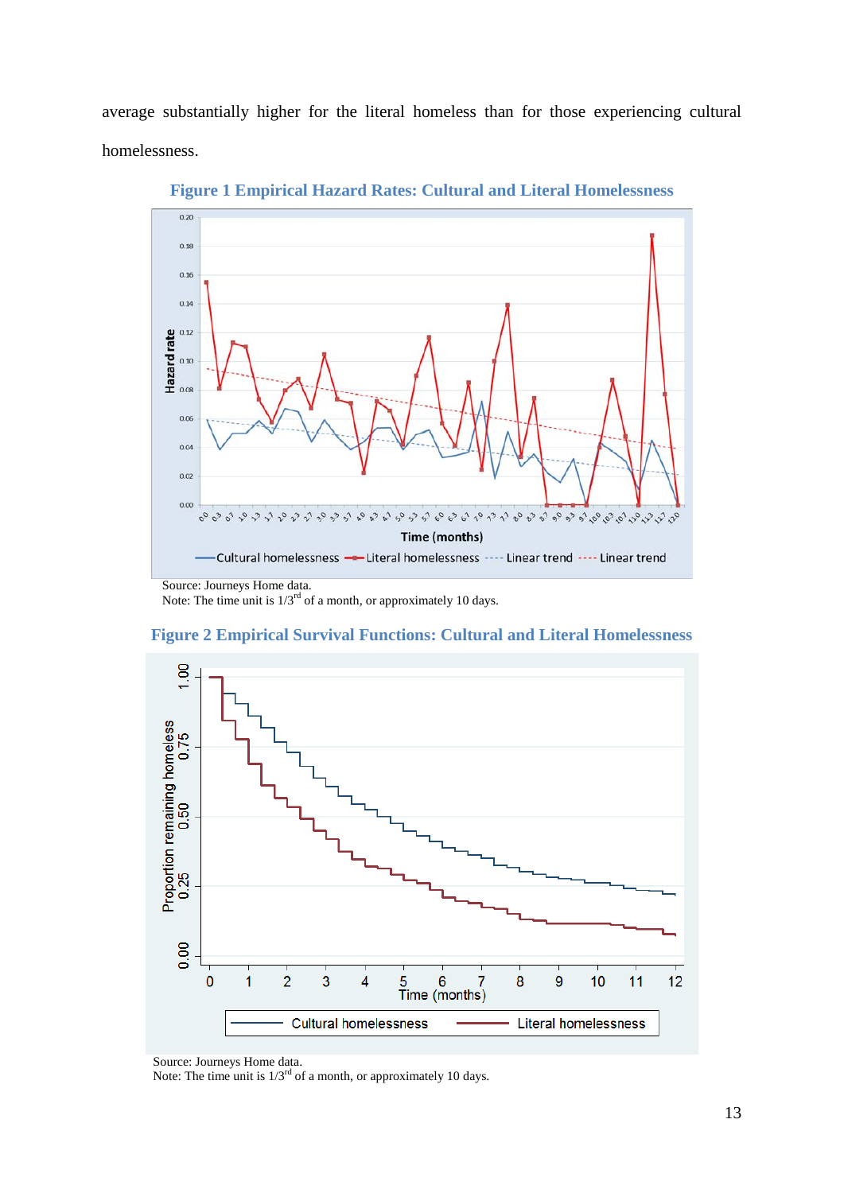average substantially higher for the literal homeless than for those experiencing cultural homelessness.

**Figure 1 Empirical Hazard Rates: Cultural and Literal Homelessness**

Source: Journeys Home data.
Note: The time unit is 1/3[rd] of a month, or approximately 10 days.

**Figure 2 Empirical Survival Functions: Cultural and Literal Homelessness**

Source: Journeys Home data.
Note: The time unit is 1/3[rd] of a month, or approximately 10 days.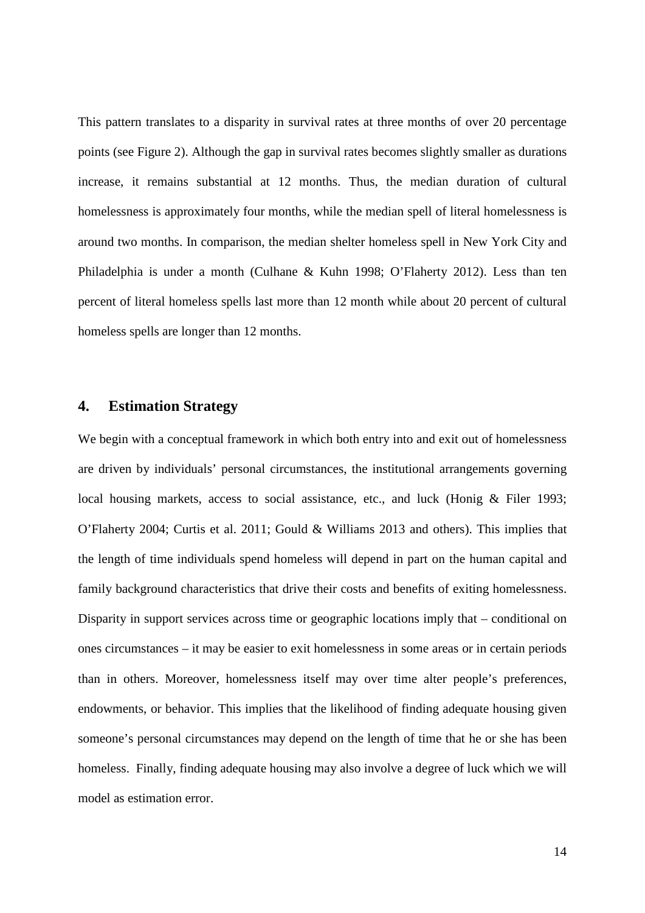This pattern translates to a disparity in survival rates at three months of over 20 percentage points (see Figure 2). Although the gap in survival rates becomes slightly smaller as durations increase, it remains substantial at 12 months. Thus, the median duration of cultural homelessness is approximately four months, while the median spell of literal homelessness is around two months. In comparison, the median shelter homeless spell in New York City and Philadelphia is under a month (Culhane & Kuhn 1998; O'Flaherty 2012). Less than ten percent of literal homeless spells last more than 12 month while about 20 percent of cultural homeless spells are longer than 12 months.

## 4. Estimation Strategy

We begin with a conceptual framework in which both entry into and exit out of homelessness are driven by individuals' personal circumstances, the institutional arrangements governing local housing markets, access to social assistance, etc., and luck (Honig & Filer 1993; O'Flaherty 2004; Curtis et al. 2011; Gould & Williams 2013 and others). This implies that the length of time individuals spend homeless will depend in part on the human capital and family background characteristics that drive their costs and benefits of exiting homelessness. Disparity in support services across time or geographic locations imply that – conditional on ones circumstances – it may be easier to exit homelessness in some areas or in certain periods than in others. Moreover, homelessness itself may over time alter people's preferences, endowments, or behavior. This implies that the likelihood of finding adequate housing given someone's personal circumstances may depend on the length of time that he or she has been homeless. Finally, finding adequate housing may also involve a degree of luck which we will model as estimation error.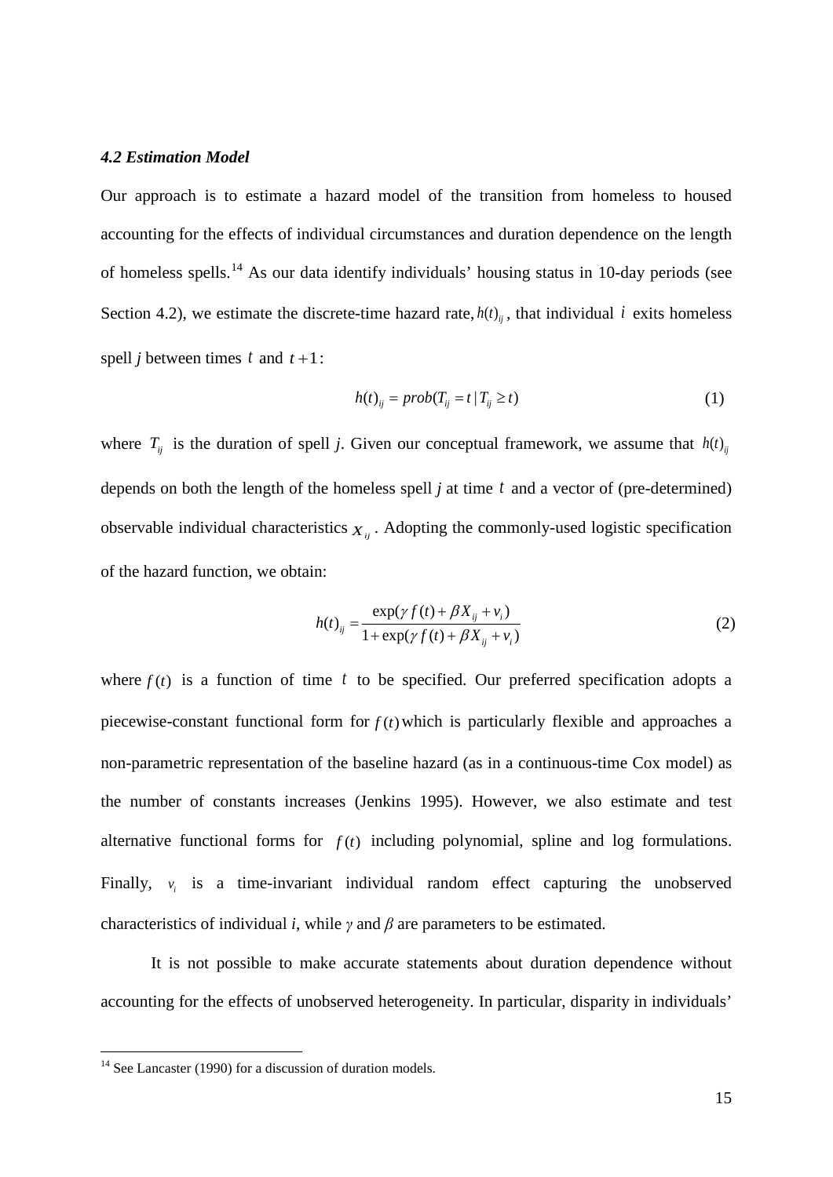### *4.2 Estimation Model*

Our approach is to estimate a hazard model of the transition from homeless to housed accounting for the effects of individual circumstances and duration dependence on the length of homeless spells.[14] As our data identify individuals' housing status in 10-day periods (see Section 4.2), we estimate the discrete-time hazard rate, $h(t)_{ij}$, that individual $i$ exits homeless spell *j* between times $t$ and $t+1$:

$$h(t)_{ij} = prob(T_{ij} = t \mid T_{ij} \geq t) \tag{1}$$

where $T_{ij}$ is the duration of spell *j*. Given our conceptual framework, we assume that $h(t)_{ij}$ depends on both the length of the homeless spell *j* at time $t$ and a vector of (pre-determined) observable individual characteristics $X_{ij}$. Adopting the commonly-used logistic specification of the hazard function, we obtain:

$$h(t)_{ij} = \frac{\exp(\gamma f(t) + \beta X_{ij} + v_i)}{1 + \exp(\gamma f(t) + \beta X_{ij} + v_i)} \tag{2}$$

where $f(t)$ is a function of time $t$ to be specified. Our preferred specification adopts a piecewise-constant functional form for $f(t)$ which is particularly flexible and approaches a non-parametric representation of the baseline hazard (as in a continuous-time Cox model) as the number of constants increases (Jenkins 1995). However, we also estimate and test alternative functional forms for $f(t)$ including polynomial, spline and log formulations. Finally, $v_i$ is a time-invariant individual random effect capturing the unobserved characteristics of individual *i*, while $\gamma$ and $\beta$ are parameters to be estimated.

It is not possible to make accurate statements about duration dependence without accounting for the effects of unobserved heterogeneity. In particular, disparity in individuals'

[14] See Lancaster (1990) for a discussion of duration models.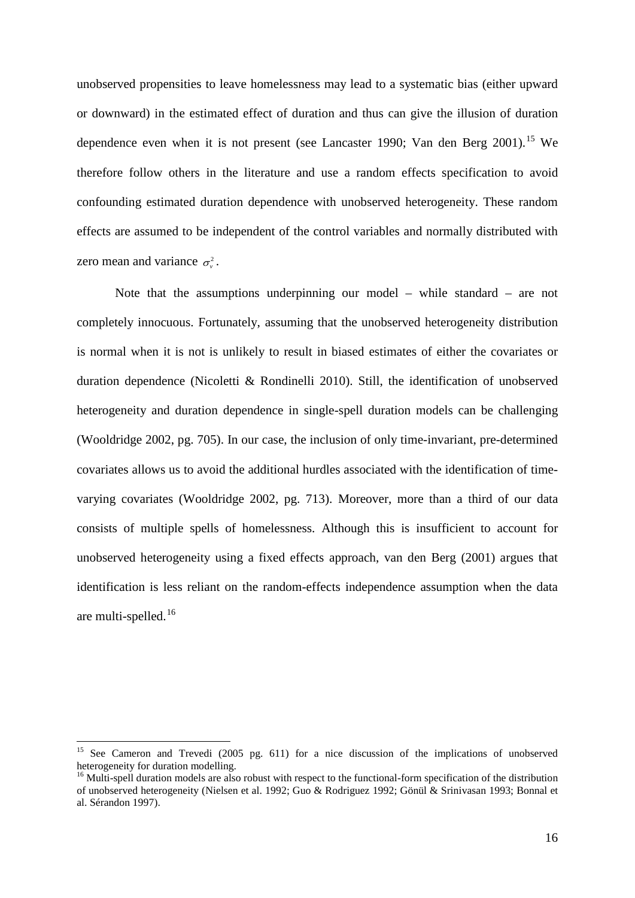unobserved propensities to leave homelessness may lead to a systematic bias (either upward or downward) in the estimated effect of duration and thus can give the illusion of duration dependence even when it is not present (see Lancaster 1990; Van den Berg 2001).[15] We therefore follow others in the literature and use a random effects specification to avoid confounding estimated duration dependence with unobserved heterogeneity. These random effects are assumed to be independent of the control variables and normally distributed with zero mean and variance $\sigma_v^2$.

Note that the assumptions underpinning our model – while standard – are not completely innocuous. Fortunately, assuming that the unobserved heterogeneity distribution is normal when it is not is unlikely to result in biased estimates of either the covariates or duration dependence (Nicoletti & Rondinelli 2010). Still, the identification of unobserved heterogeneity and duration dependence in single-spell duration models can be challenging (Wooldridge 2002, pg. 705). In our case, the inclusion of only time-invariant, pre-determined covariates allows us to avoid the additional hurdles associated with the identification of time-varying covariates (Wooldridge 2002, pg. 713). Moreover, more than a third of our data consists of multiple spells of homelessness. Although this is insufficient to account for unobserved heterogeneity using a fixed effects approach, van den Berg (2001) argues that identification is less reliant on the random-effects independence assumption when the data are multi-spelled.[16]

---

[15] See Cameron and Trevedi (2005 pg. 611) for a nice discussion of the implications of unobserved heterogeneity for duration modelling.

[16] Multi-spell duration models are also robust with respect to the functional-form specification of the distribution of unobserved heterogeneity (Nielsen et al. 1992; Guo & Rodriguez 1992; Gönül & Srinivasan 1993; Bonnal et al. Sérandon 1997).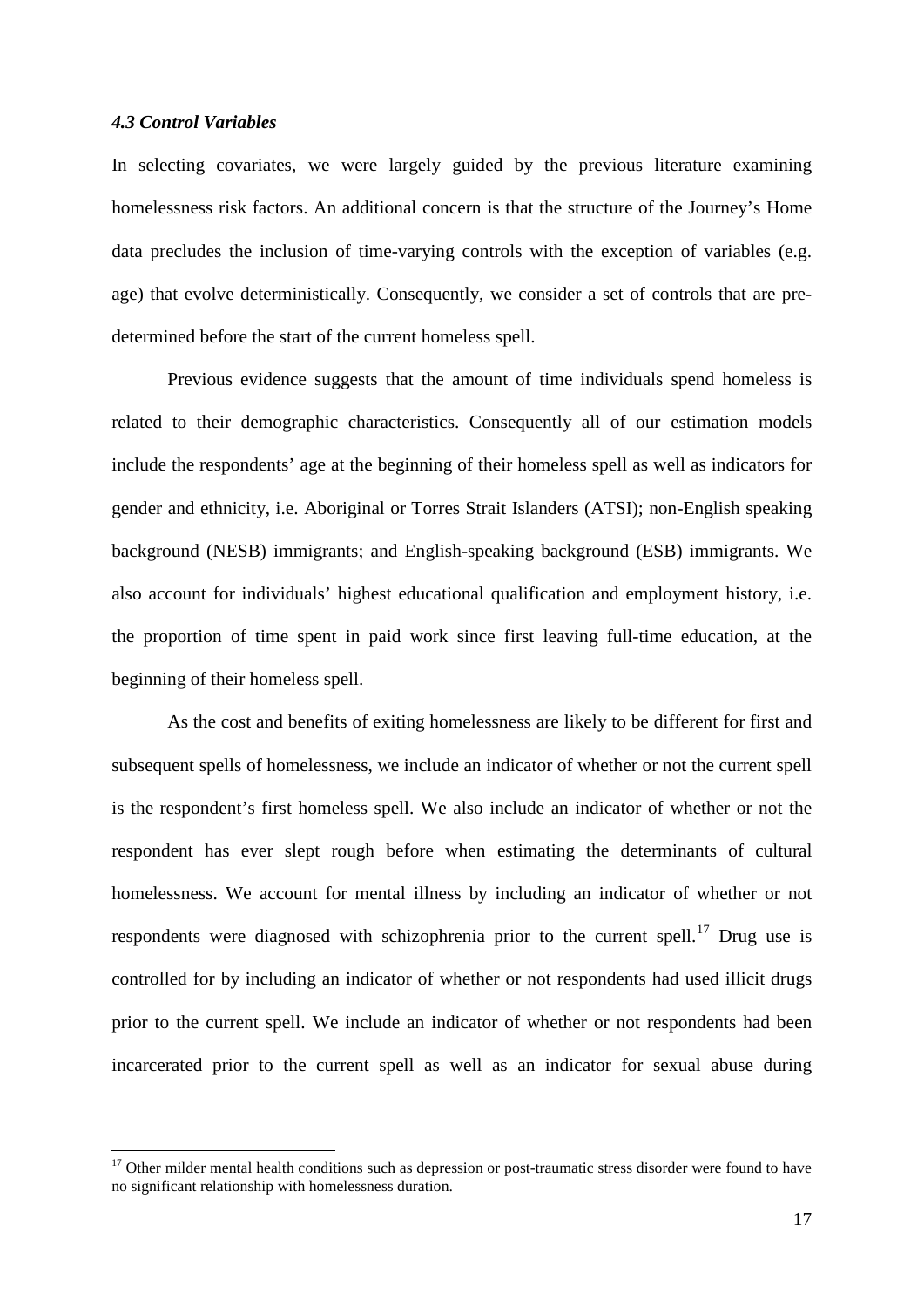#### *4.3 Control Variables*

In selecting covariates, we were largely guided by the previous literature examining homelessness risk factors. An additional concern is that the structure of the Journey's Home data precludes the inclusion of time-varying controls with the exception of variables (e.g. age) that evolve deterministically. Consequently, we consider a set of controls that are pre-determined before the start of the current homeless spell.

Previous evidence suggests that the amount of time individuals spend homeless is related to their demographic characteristics. Consequently all of our estimation models include the respondents' age at the beginning of their homeless spell as well as indicators for gender and ethnicity, i.e. Aboriginal or Torres Strait Islanders (ATSI); non-English speaking background (NESB) immigrants; and English-speaking background (ESB) immigrants. We also account for individuals' highest educational qualification and employment history, i.e. the proportion of time spent in paid work since first leaving full-time education, at the beginning of their homeless spell.

As the cost and benefits of exiting homelessness are likely to be different for first and subsequent spells of homelessness, we include an indicator of whether or not the current spell is the respondent's first homeless spell. We also include an indicator of whether or not the respondent has ever slept rough before when estimating the determinants of cultural homelessness. We account for mental illness by including an indicator of whether or not respondents were diagnosed with schizophrenia prior to the current spell.[17] Drug use is controlled for by including an indicator of whether or not respondents had used illicit drugs prior to the current spell. We include an indicator of whether or not respondents had been incarcerated prior to the current spell as well as an indicator for sexual abuse during

[17] Other milder mental health conditions such as depression or post-traumatic stress disorder were found to have no significant relationship with homelessness duration.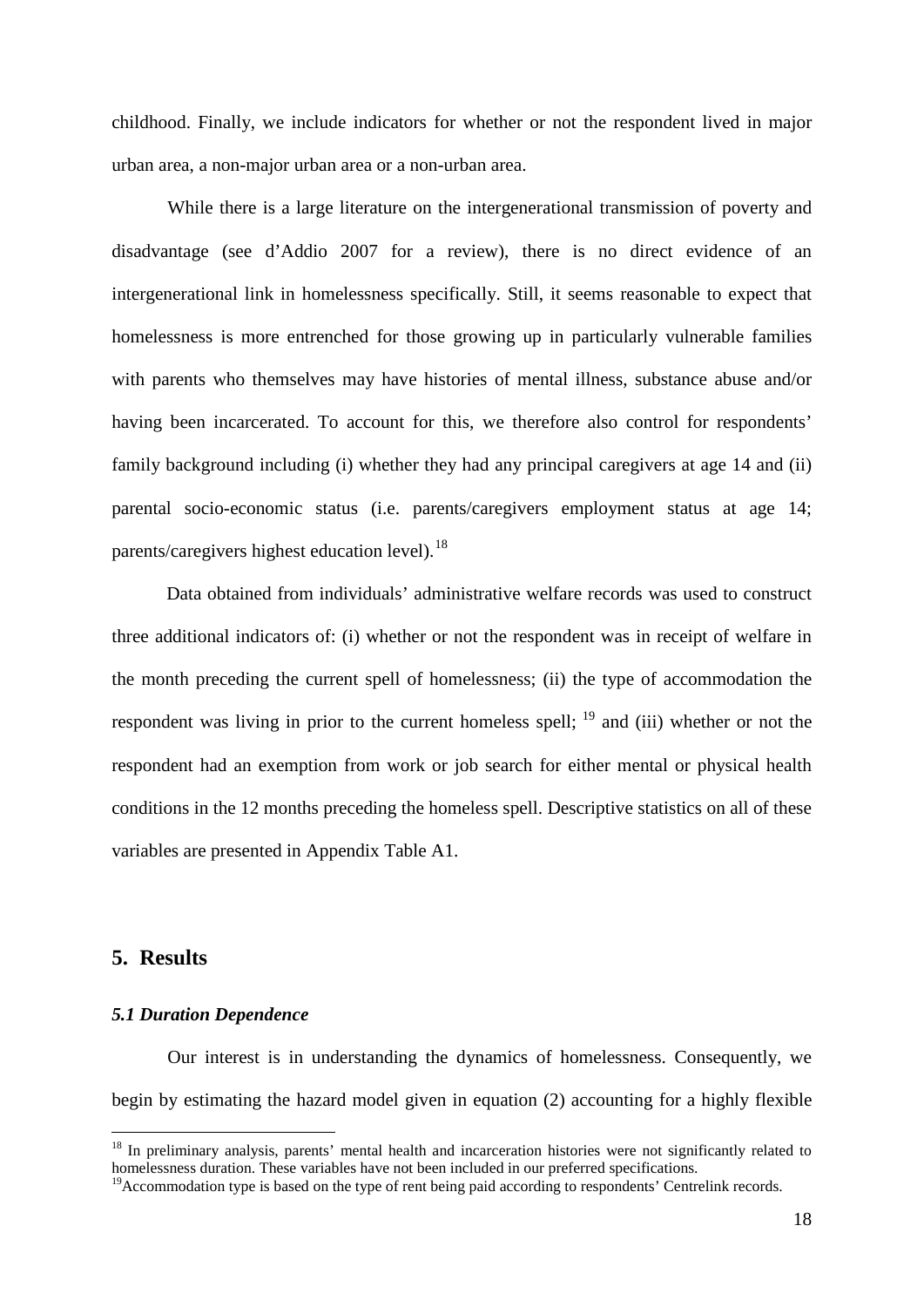childhood. Finally, we include indicators for whether or not the respondent lived in major urban area, a non-major urban area or a non-urban area.

While there is a large literature on the intergenerational transmission of poverty and disadvantage (see d'Addio 2007 for a review), there is no direct evidence of an intergenerational link in homelessness specifically. Still, it seems reasonable to expect that homelessness is more entrenched for those growing up in particularly vulnerable families with parents who themselves may have histories of mental illness, substance abuse and/or having been incarcerated. To account for this, we therefore also control for respondents' family background including (i) whether they had any principal caregivers at age 14 and (ii) parental socio-economic status (i.e. parents/caregivers employment status at age 14; parents/caregivers highest education level).[18]

Data obtained from individuals' administrative welfare records was used to construct three additional indicators of: (i) whether or not the respondent was in receipt of welfare in the month preceding the current spell of homelessness; (ii) the type of accommodation the respondent was living in prior to the current homeless spell; [19] and (iii) whether or not the respondent had an exemption from work or job search for either mental or physical health conditions in the 12 months preceding the homeless spell. Descriptive statistics on all of these variables are presented in Appendix Table A1.

## 5. Results

### *5.1 Duration Dependence*

Our interest is in understanding the dynamics of homelessness. Consequently, we begin by estimating the hazard model given in equation (2) accounting for a highly flexible

---

[18] In preliminary analysis, parents' mental health and incarceration histories were not significantly related to homelessness duration. These variables have not been included in our preferred specifications.

[19] Accommodation type is based on the type of rent being paid according to respondents' Centrelink records.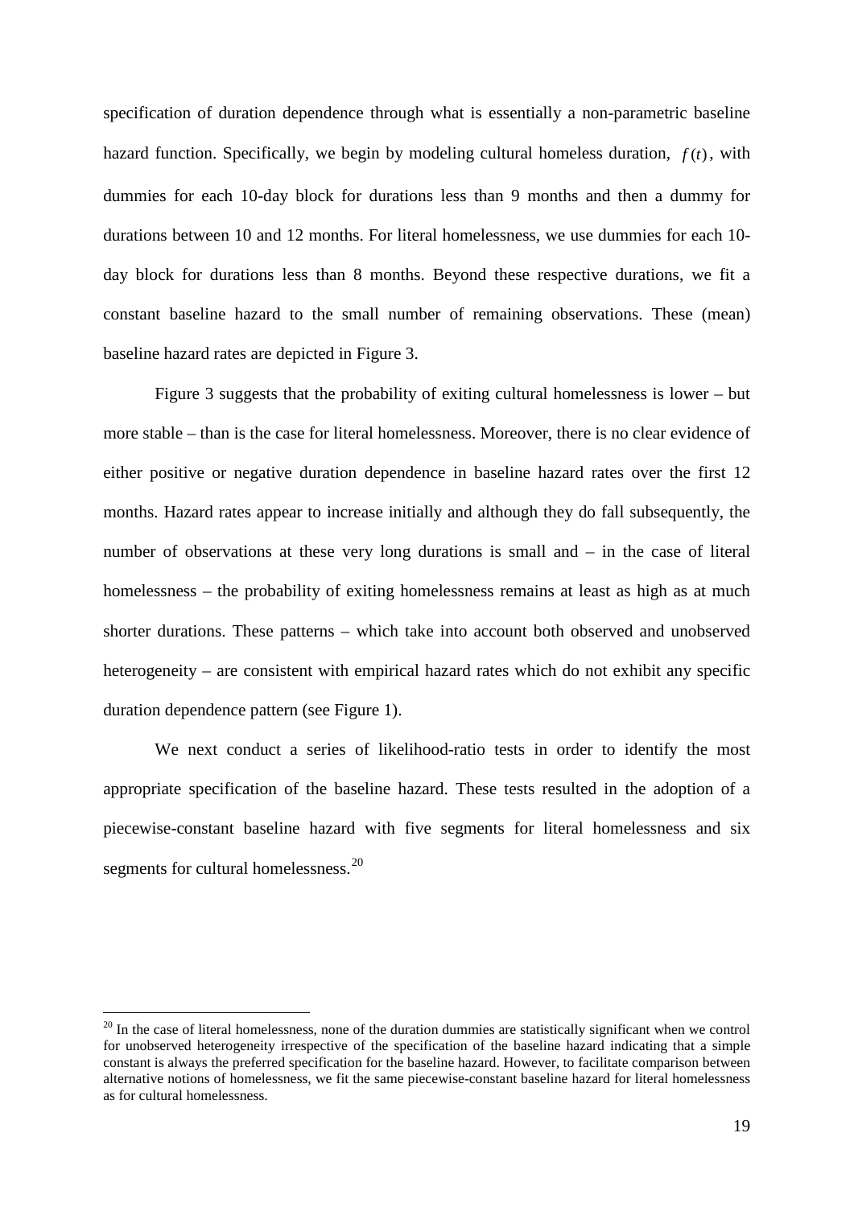specification of duration dependence through what is essentially a non-parametric baseline hazard function. Specifically, we begin by modeling cultural homeless duration, $f(t)$, with dummies for each 10-day block for durations less than 9 months and then a dummy for durations between 10 and 12 months. For literal homelessness, we use dummies for each 10-day block for durations less than 8 months. Beyond these respective durations, we fit a constant baseline hazard to the small number of remaining observations. These (mean) baseline hazard rates are depicted in Figure 3.

Figure 3 suggests that the probability of exiting cultural homelessness is lower – but more stable – than is the case for literal homelessness. Moreover, there is no clear evidence of either positive or negative duration dependence in baseline hazard rates over the first 12 months. Hazard rates appear to increase initially and although they do fall subsequently, the number of observations at these very long durations is small and – in the case of literal homelessness – the probability of exiting homelessness remains at least as high as at much shorter durations. These patterns – which take into account both observed and unobserved heterogeneity – are consistent with empirical hazard rates which do not exhibit any specific duration dependence pattern (see Figure 1).

We next conduct a series of likelihood-ratio tests in order to identify the most appropriate specification of the baseline hazard. These tests resulted in the adoption of a piecewise-constant baseline hazard with five segments for literal homelessness and six segments for cultural homelessness.[20]

[20] In the case of literal homelessness, none of the duration dummies are statistically significant when we control for unobserved heterogeneity irrespective of the specification of the baseline hazard indicating that a simple constant is always the preferred specification for the baseline hazard. However, to facilitate comparison between alternative notions of homelessness, we fit the same piecewise-constant baseline hazard for literal homelessness as for cultural homelessness.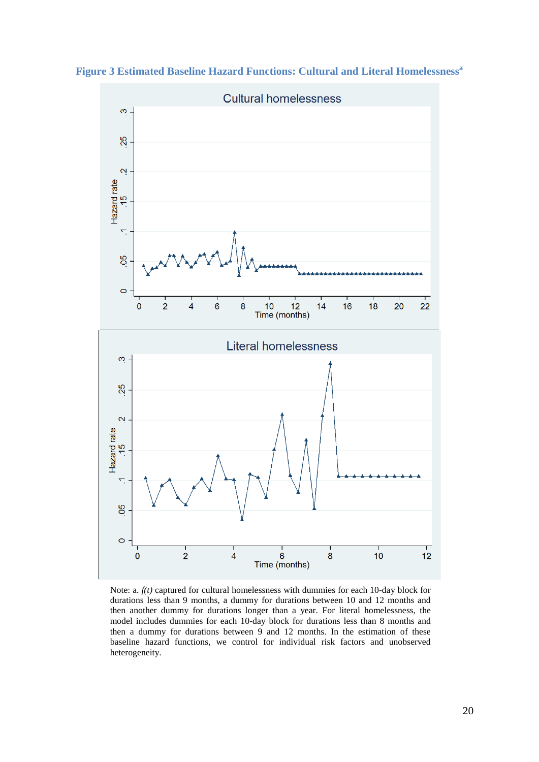**Figure 3 Estimated Baseline Hazard Functions: Cultural and Literal Homelessness[a]**

Note: a. *f(t)* captured for cultural homelessness with dummies for each 10-day block for durations less than 9 months, a dummy for durations between 10 and 12 months and then another dummy for durations longer than a year. For literal homelessness, the model includes dummies for each 10-day block for durations less than 8 months and then a dummy for durations between 9 and 12 months. In the estimation of these baseline hazard functions, we control for individual risk factors and unobserved heterogeneity.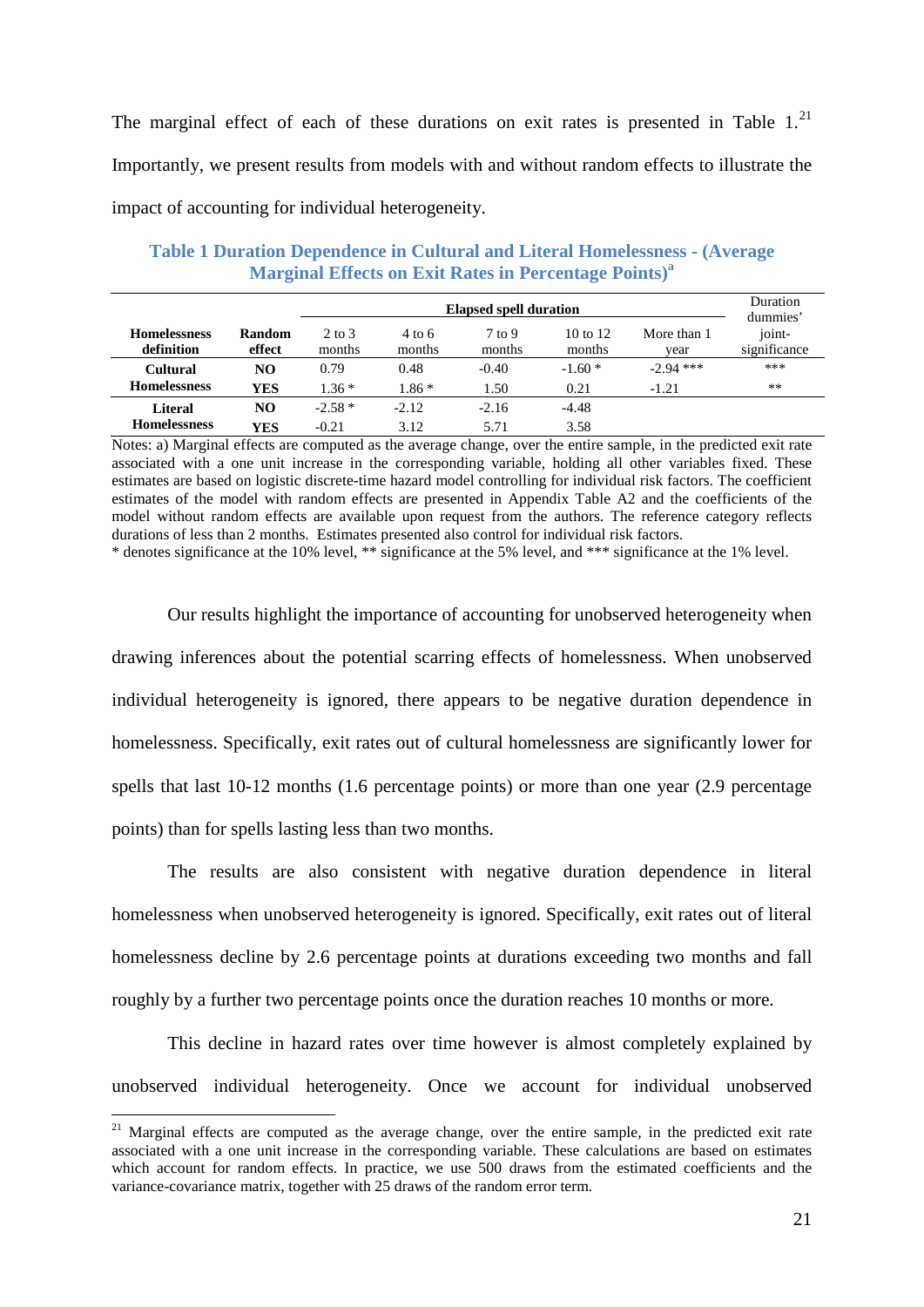The marginal effect of each of these durations on exit rates is presented in Table 1.[21] Importantly, we present results from models with and without random effects to illustrate the impact of accounting for individual heterogeneity.

**Table 1 Duration Dependence in Cultural and Literal Homelessness - (Average Marginal Effects on Exit Rates in Percentage Points)[a]**

| | | Elapsed spell duration | | | | | Duration dummies' |
|---|---|---|---|---|---|---|---|
| **Homelessness definition** | **Random effect** | 2 to 3 months | 4 to 6 months | 7 to 9 months | 10 to 12 months | More than 1 year | joint-significance |
| **Cultural Homelessness** | **NO** | 0.79 | 0.48 | -0.40 | -1.60 * | -2.94 *** | *** |
| | **YES** | 1.36 * | 1.86 * | 1.50 | 0.21 | -1.21 | ** |
| **Literal Homelessness** | **NO** | -2.58 * | -2.12 | -2.16 | -4.48 | | |
| | **YES** | -0.21 | 3.12 | 5.71 | 3.58 | | |

Notes: a) Marginal effects are computed as the average change, over the entire sample, in the predicted exit rate associated with a one unit increase in the corresponding variable, holding all other variables fixed. These estimates are based on logistic discrete-time hazard model controlling for individual risk factors. The coefficient estimates of the model with random effects are presented in Appendix Table A2 and the coefficients of the model without random effects are available upon request from the authors. The reference category reflects durations of less than 2 months. Estimates presented also control for individual risk factors.
* denotes significance at the 10% level, ** significance at the 5% level, and *** significance at the 1% level.

Our results highlight the importance of accounting for unobserved heterogeneity when drawing inferences about the potential scarring effects of homelessness. When unobserved individual heterogeneity is ignored, there appears to be negative duration dependence in homelessness. Specifically, exit rates out of cultural homelessness are significantly lower for spells that last 10-12 months (1.6 percentage points) or more than one year (2.9 percentage points) than for spells lasting less than two months.

The results are also consistent with negative duration dependence in literal homelessness when unobserved heterogeneity is ignored. Specifically, exit rates out of literal homelessness decline by 2.6 percentage points at durations exceeding two months and fall roughly by a further two percentage points once the duration reaches 10 months or more.

This decline in hazard rates over time however is almost completely explained by unobserved individual heterogeneity. Once we account for individual unobserved

[21] Marginal effects are computed as the average change, over the entire sample, in the predicted exit rate associated with a one unit increase in the corresponding variable. These calculations are based on estimates which account for random effects. In practice, we use 500 draws from the estimated coefficients and the variance-covariance matrix, together with 25 draws of the random error term.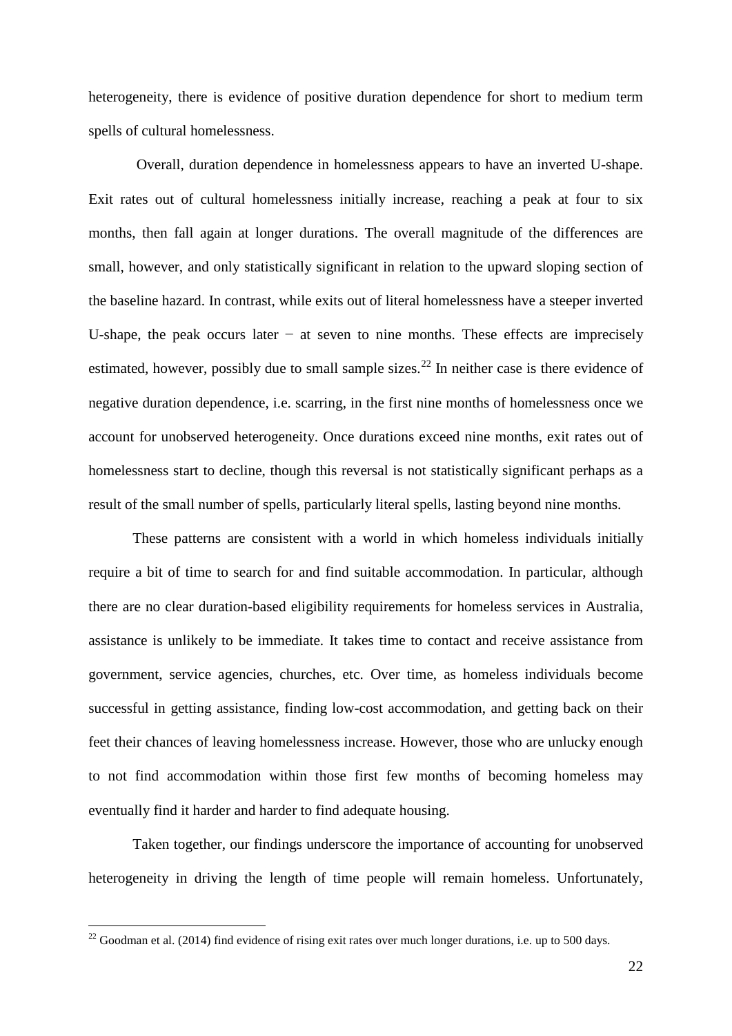heterogeneity, there is evidence of positive duration dependence for short to medium term spells of cultural homelessness.

Overall, duration dependence in homelessness appears to have an inverted U-shape. Exit rates out of cultural homelessness initially increase, reaching a peak at four to six months, then fall again at longer durations. The overall magnitude of the differences are small, however, and only statistically significant in relation to the upward sloping section of the baseline hazard. In contrast, while exits out of literal homelessness have a steeper inverted U-shape, the peak occurs later − at seven to nine months. These effects are imprecisely estimated, however, possibly due to small sample sizes.[22] In neither case is there evidence of negative duration dependence, i.e. scarring, in the first nine months of homelessness once we account for unobserved heterogeneity. Once durations exceed nine months, exit rates out of homelessness start to decline, though this reversal is not statistically significant perhaps as a result of the small number of spells, particularly literal spells, lasting beyond nine months.

These patterns are consistent with a world in which homeless individuals initially require a bit of time to search for and find suitable accommodation. In particular, although there are no clear duration-based eligibility requirements for homeless services in Australia, assistance is unlikely to be immediate. It takes time to contact and receive assistance from government, service agencies, churches, etc. Over time, as homeless individuals become successful in getting assistance, finding low-cost accommodation, and getting back on their feet their chances of leaving homelessness increase. However, those who are unlucky enough to not find accommodation within those first few months of becoming homeless may eventually find it harder and harder to find adequate housing.

Taken together, our findings underscore the importance of accounting for unobserved heterogeneity in driving the length of time people will remain homeless. Unfortunately,

[22] Goodman et al. (2014) find evidence of rising exit rates over much longer durations, i.e. up to 500 days.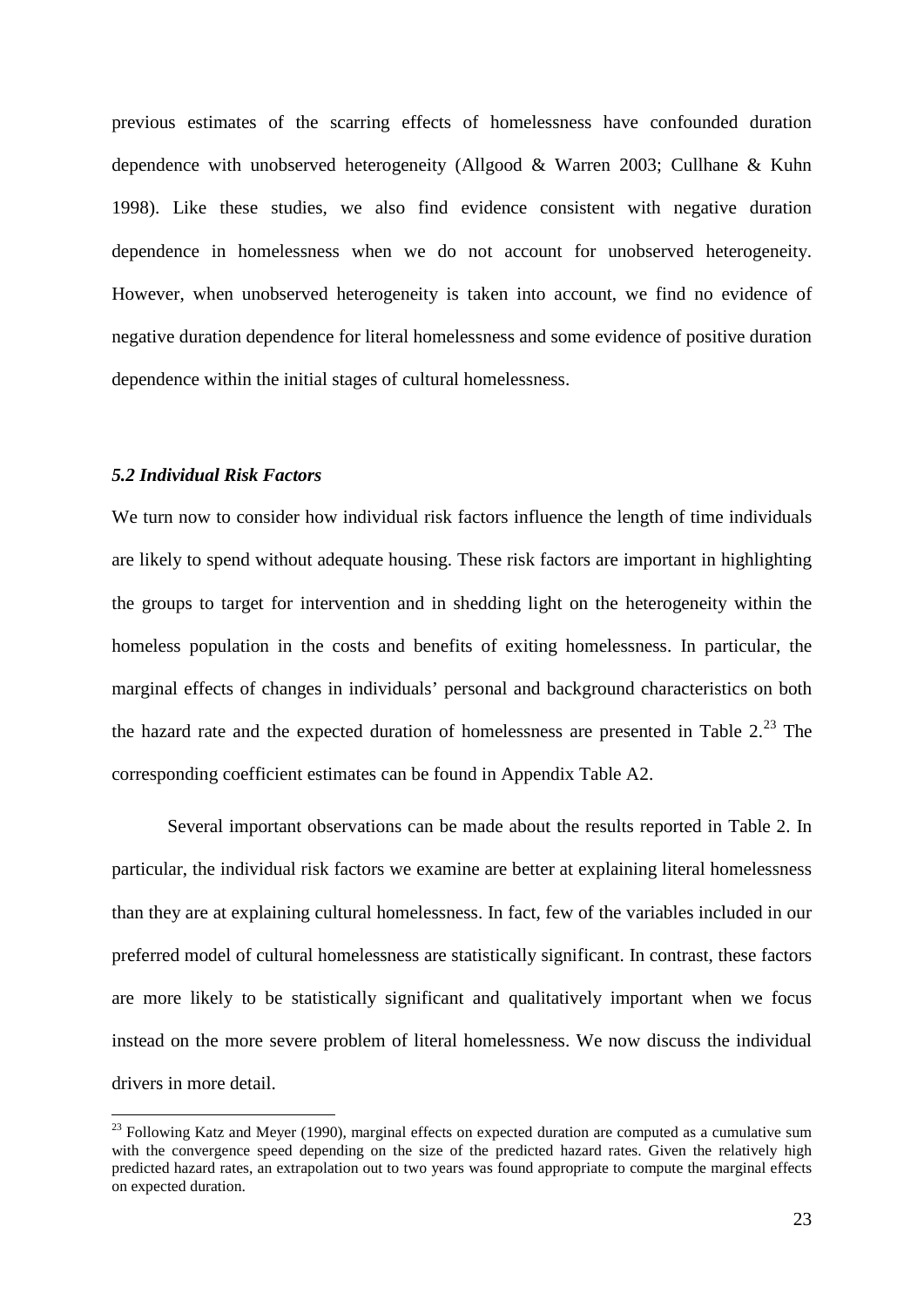previous estimates of the scarring effects of homelessness have confounded duration dependence with unobserved heterogeneity (Allgood & Warren 2003; Cullhane & Kuhn 1998). Like these studies, we also find evidence consistent with negative duration dependence in homelessness when we do not account for unobserved heterogeneity. However, when unobserved heterogeneity is taken into account, we find no evidence of negative duration dependence for literal homelessness and some evidence of positive duration dependence within the initial stages of cultural homelessness.

### *5.2 Individual Risk Factors*

We turn now to consider how individual risk factors influence the length of time individuals are likely to spend without adequate housing. These risk factors are important in highlighting the groups to target for intervention and in shedding light on the heterogeneity within the homeless population in the costs and benefits of exiting homelessness. In particular, the marginal effects of changes in individuals' personal and background characteristics on both the hazard rate and the expected duration of homelessness are presented in Table 2.[23] The corresponding coefficient estimates can be found in Appendix Table A2.

Several important observations can be made about the results reported in Table 2. In particular, the individual risk factors we examine are better at explaining literal homelessness than they are at explaining cultural homelessness. In fact, few of the variables included in our preferred model of cultural homelessness are statistically significant. In contrast, these factors are more likely to be statistically significant and qualitatively important when we focus instead on the more severe problem of literal homelessness. We now discuss the individual drivers in more detail.

[23] Following Katz and Meyer (1990), marginal effects on expected duration are computed as a cumulative sum with the convergence speed depending on the size of the predicted hazard rates. Given the relatively high predicted hazard rates, an extrapolation out to two years was found appropriate to compute the marginal effects on expected duration.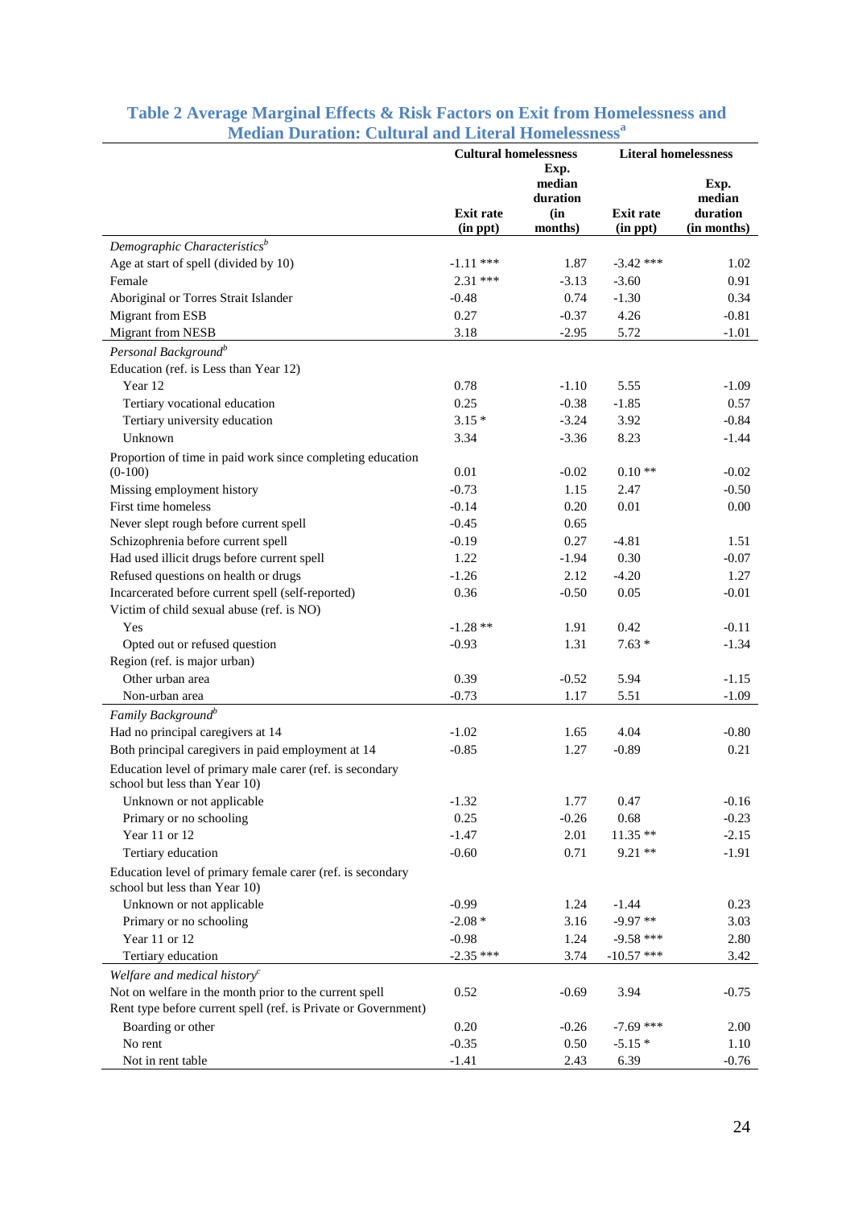## Table 2 Average Marginal Effects & Risk Factors on Exit from Homelessness and Median Duration: Cultural and Literal Homelessness[a]

| | Cultural homelessness | | Literal homelessness | |
|---|---|---|---|---|
| | Exit rate (in ppt) | Exp. median duration (in months) | Exit rate (in ppt) | Exp. median duration (in months) |
| *Demographic Characteristics[b]* | | | | |
| Age at start of spell (divided by 10) | -1.11 *** | 1.87 | -3.42 *** | 1.02 |
| Female | 2.31 *** | -3.13 | -3.60 | 0.91 |
| Aboriginal or Torres Strait Islander | -0.48 | 0.74 | -1.30 | 0.34 |
| Migrant from ESB | 0.27 | -0.37 | 4.26 | -0.81 |
| Migrant from NESB | 3.18 | -2.95 | 5.72 | -1.01 |
| *Personal Background[b]* | | | | |
| Education (ref. is Less than Year 12) | | | | |
| Year 12 | 0.78 | -1.10 | 5.55 | -1.09 |
| Tertiary vocational education | 0.25 | -0.38 | -1.85 | 0.57 |
| Tertiary university education | 3.15 * | -3.24 | 3.92 | -0.84 |
| Unknown | 3.34 | -3.36 | 8.23 | -1.44 |
| Proportion of time in paid work since completing education (0-100) | 0.01 | -0.02 | 0.10 ** | -0.02 |
| Missing employment history | -0.73 | 1.15 | 2.47 | -0.50 |
| First time homeless | -0.14 | 0.20 | 0.01 | 0.00 |
| Never slept rough before current spell | -0.45 | 0.65 | | |
| Schizophrenia before current spell | -0.19 | 0.27 | -4.81 | 1.51 |
| Had used illicit drugs before current spell | 1.22 | -1.94 | 0.30 | -0.07 |
| Refused questions on health or drugs | -1.26 | 2.12 | -4.20 | 1.27 |
| Incarcerated before current spell (self-reported) | 0.36 | -0.50 | 0.05 | -0.01 |
| Victim of child sexual abuse (ref. is NO) | | | | |
| Yes | -1.28 ** | 1.91 | 0.42 | -0.11 |
| Opted out or refused question | -0.93 | 1.31 | 7.63 * | -1.34 |
| Region (ref. is major urban) | | | | |
| Other urban area | 0.39 | -0.52 | 5.94 | -1.15 |
| Non-urban area | -0.73 | 1.17 | 5.51 | -1.09 |
| *Family Background[b]* | | | | |
| Had no principal caregivers at 14 | -1.02 | 1.65 | 4.04 | -0.80 |
| Both principal caregivers in paid employment at 14 | -0.85 | 1.27 | -0.89 | 0.21 |
| Education level of primary male carer (ref. is secondary school but less than Year 10) | | | | |
| Unknown or not applicable | -1.32 | 1.77 | 0.47 | -0.16 |
| Primary or no schooling | 0.25 | -0.26 | 0.68 | -0.23 |
| Year 11 or 12 | -1.47 | 2.01 | 11.35 ** | -2.15 |
| Tertiary education | -0.60 | 0.71 | 9.21 ** | -1.91 |
| Education level of primary female carer (ref. is secondary school but less than Year 10) | | | | |
| Unknown or not applicable | -0.99 | 1.24 | -1.44 | 0.23 |
| Primary or no schooling | -2.08 * | 3.16 | -9.97 ** | 3.03 |
| Year 11 or 12 | -0.98 | 1.24 | -9.58 *** | 2.80 |
| Tertiary education | -2.35 *** | 3.74 | -10.57 *** | 3.42 |
| *Welfare and medical history[c]* | | | | |
| Not on welfare in the month prior to the current spell | 0.52 | -0.69 | 3.94 | -0.75 |
| Rent type before current spell (ref. is Private or Government) | | | | |
| Boarding or other | 0.20 | -0.26 | -7.69 *** | 2.00 |
| No rent | -0.35 | 0.50 | -5.15 * | 1.10 |
| Not in rent table | -1.41 | 2.43 | 6.39 | -0.76 |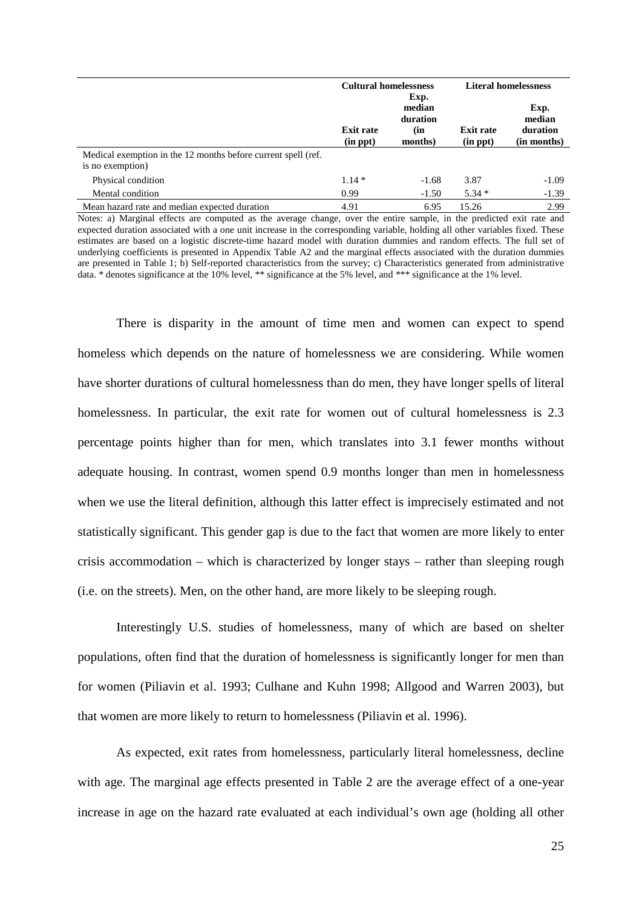| | Cultural homelessness | | Literal homelessness | |
|---|---|---|---|---|
| | Exit rate (in ppt) | Exp. median duration (in months) | Exit rate (in ppt) | Exp. median duration (in months) |
| Medical exemption in the 12 months before current spell (ref. is no exemption) | | | | |
| Physical condition | 1.14 * | -1.68 | 3.87 | -1.09 |
| Mental condition | 0.99 | -1.50 | 5.34 * | -1.39 |
| Mean hazard rate and median expected duration | 4.91 | 6.95 | 15.26 | 2.99 |

Notes: a) Marginal effects are computed as the average change, over the entire sample, in the predicted exit rate and expected duration associated with a one unit increase in the corresponding variable, holding all other variables fixed. These estimates are based on a logistic discrete-time hazard model with duration dummies and random effects. The full set of underlying coefficients is presented in Appendix Table A2 and the marginal effects associated with the duration dummies are presented in Table 1; b) Self-reported characteristics from the survey; c) Characteristics generated from administrative data. * denotes significance at the 10% level, ** significance at the 5% level, and *** significance at the 1% level.

There is disparity in the amount of time men and women can expect to spend homeless which depends on the nature of homelessness we are considering. While women have shorter durations of cultural homelessness than do men, they have longer spells of literal homelessness. In particular, the exit rate for women out of cultural homelessness is 2.3 percentage points higher than for men, which translates into 3.1 fewer months without adequate housing. In contrast, women spend 0.9 months longer than men in homelessness when we use the literal definition, although this latter effect is imprecisely estimated and not statistically significant. This gender gap is due to the fact that women are more likely to enter crisis accommodation – which is characterized by longer stays – rather than sleeping rough (i.e. on the streets). Men, on the other hand, are more likely to be sleeping rough.

Interestingly U.S. studies of homelessness, many of which are based on shelter populations, often find that the duration of homelessness is significantly longer for men than for women (Piliavin et al. 1993; Culhane and Kuhn 1998; Allgood and Warren 2003), but that women are more likely to return to homelessness (Piliavin et al. 1996).

As expected, exit rates from homelessness, particularly literal homelessness, decline with age. The marginal age effects presented in Table 2 are the average effect of a one-year increase in age on the hazard rate evaluated at each individual's own age (holding all other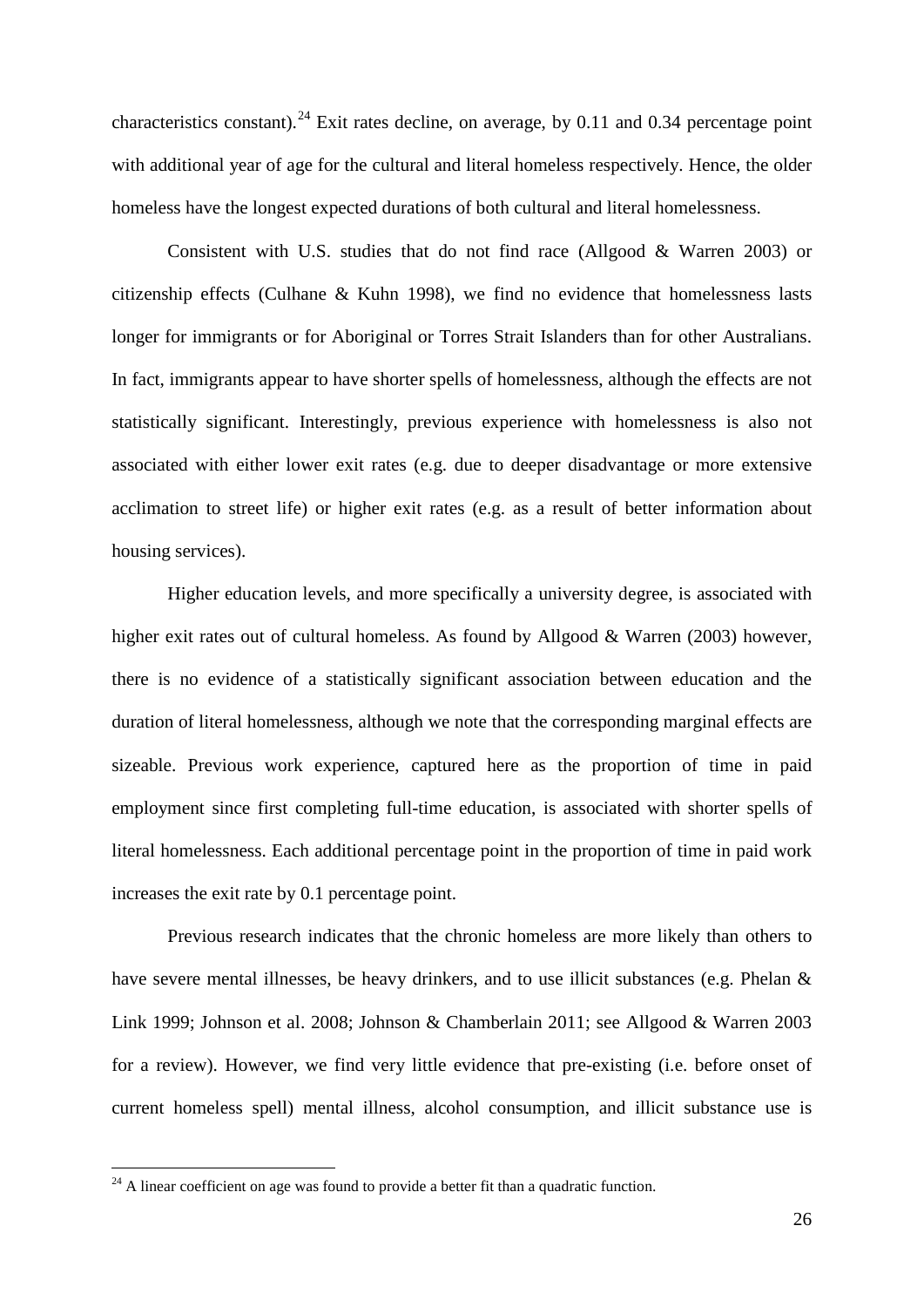characteristics constant).[24] Exit rates decline, on average, by 0.11 and 0.34 percentage point with additional year of age for the cultural and literal homeless respectively. Hence, the older homeless have the longest expected durations of both cultural and literal homelessness.

Consistent with U.S. studies that do not find race (Allgood & Warren 2003) or citizenship effects (Culhane & Kuhn 1998), we find no evidence that homelessness lasts longer for immigrants or for Aboriginal or Torres Strait Islanders than for other Australians. In fact, immigrants appear to have shorter spells of homelessness, although the effects are not statistically significant. Interestingly, previous experience with homelessness is also not associated with either lower exit rates (e.g. due to deeper disadvantage or more extensive acclimation to street life) or higher exit rates (e.g. as a result of better information about housing services).

Higher education levels, and more specifically a university degree, is associated with higher exit rates out of cultural homeless. As found by Allgood & Warren (2003) however, there is no evidence of a statistically significant association between education and the duration of literal homelessness, although we note that the corresponding marginal effects are sizeable. Previous work experience, captured here as the proportion of time in paid employment since first completing full-time education, is associated with shorter spells of literal homelessness. Each additional percentage point in the proportion of time in paid work increases the exit rate by 0.1 percentage point.

Previous research indicates that the chronic homeless are more likely than others to have severe mental illnesses, be heavy drinkers, and to use illicit substances (e.g. Phelan & Link 1999; Johnson et al. 2008; Johnson & Chamberlain 2011; see Allgood & Warren 2003 for a review). However, we find very little evidence that pre-existing (i.e. before onset of current homeless spell) mental illness, alcohol consumption, and illicit substance use is

[24] A linear coefficient on age was found to provide a better fit than a quadratic function.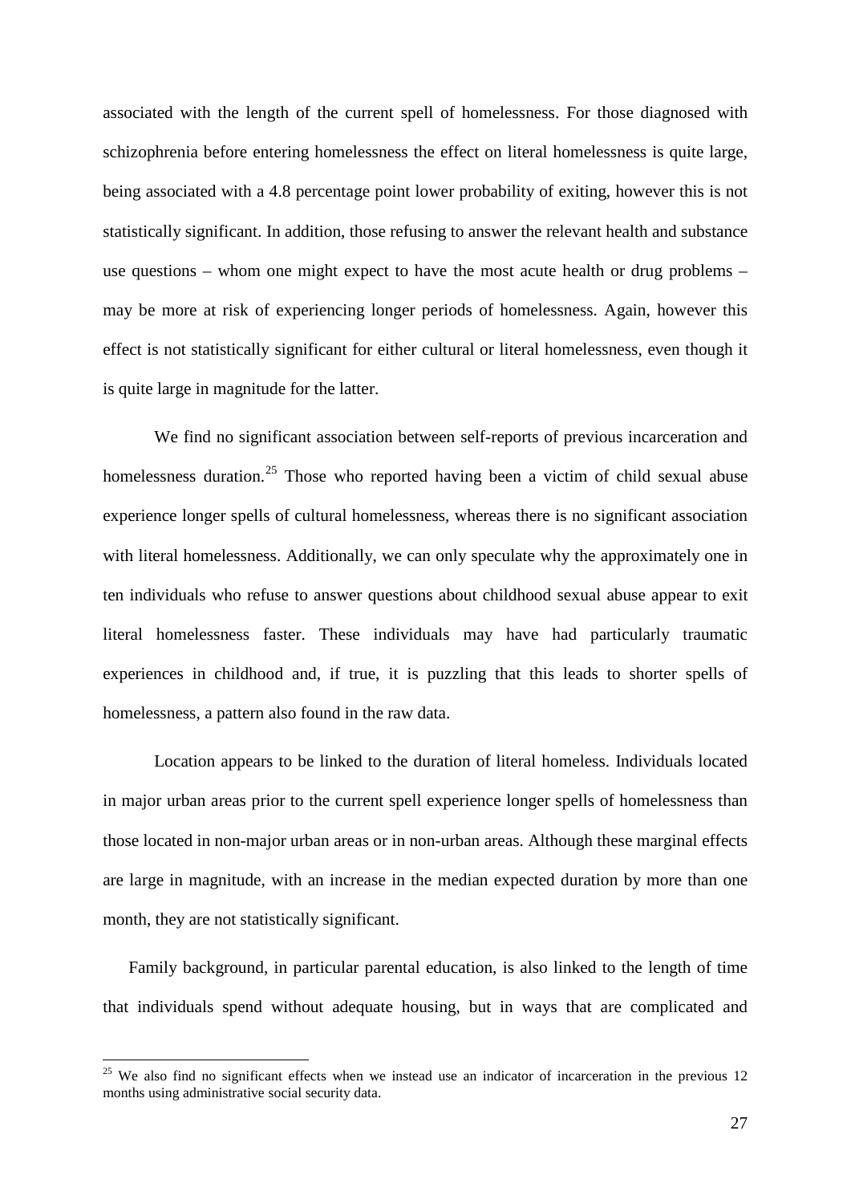associated with the length of the current spell of homelessness. For those diagnosed with schizophrenia before entering homelessness the effect on literal homelessness is quite large, being associated with a 4.8 percentage point lower probability of exiting, however this is not statistically significant. In addition, those refusing to answer the relevant health and substance use questions – whom one might expect to have the most acute health or drug problems – may be more at risk of experiencing longer periods of homelessness. Again, however this effect is not statistically significant for either cultural or literal homelessness, even though it is quite large in magnitude for the latter.

We find no significant association between self-reports of previous incarceration and homelessness duration.[25] Those who reported having been a victim of child sexual abuse experience longer spells of cultural homelessness, whereas there is no significant association with literal homelessness. Additionally, we can only speculate why the approximately one in ten individuals who refuse to answer questions about childhood sexual abuse appear to exit literal homelessness faster. These individuals may have had particularly traumatic experiences in childhood and, if true, it is puzzling that this leads to shorter spells of homelessness, a pattern also found in the raw data.

Location appears to be linked to the duration of literal homeless. Individuals located in major urban areas prior to the current spell experience longer spells of homelessness than those located in non-major urban areas or in non-urban areas. Although these marginal effects are large in magnitude, with an increase in the median expected duration by more than one month, they are not statistically significant.

Family background, in particular parental education, is also linked to the length of time that individuals spend without adequate housing, but in ways that are complicated and

[25] We also find no significant effects when we instead use an indicator of incarceration in the previous 12 months using administrative social security data.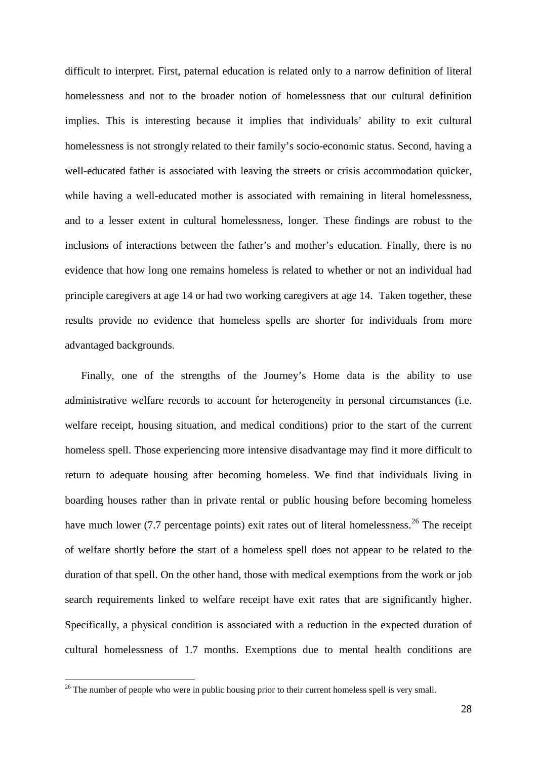difficult to interpret. First, paternal education is related only to a narrow definition of literal homelessness and not to the broader notion of homelessness that our cultural definition implies. This is interesting because it implies that individuals' ability to exit cultural homelessness is not strongly related to their family's socio-economic status. Second, having a well-educated father is associated with leaving the streets or crisis accommodation quicker, while having a well-educated mother is associated with remaining in literal homelessness, and to a lesser extent in cultural homelessness, longer. These findings are robust to the inclusions of interactions between the father's and mother's education. Finally, there is no evidence that how long one remains homeless is related to whether or not an individual had principle caregivers at age 14 or had two working caregivers at age 14. Taken together, these results provide no evidence that homeless spells are shorter for individuals from more advantaged backgrounds.

Finally, one of the strengths of the Journey's Home data is the ability to use administrative welfare records to account for heterogeneity in personal circumstances (i.e. welfare receipt, housing situation, and medical conditions) prior to the start of the current homeless spell. Those experiencing more intensive disadvantage may find it more difficult to return to adequate housing after becoming homeless. We find that individuals living in boarding houses rather than in private rental or public housing before becoming homeless have much lower (7.7 percentage points) exit rates out of literal homelessness.[26] The receipt of welfare shortly before the start of a homeless spell does not appear to be related to the duration of that spell. On the other hand, those with medical exemptions from the work or job search requirements linked to welfare receipt have exit rates that are significantly higher. Specifically, a physical condition is associated with a reduction in the expected duration of cultural homelessness of 1.7 months. Exemptions due to mental health conditions are

[26] The number of people who were in public housing prior to their current homeless spell is very small.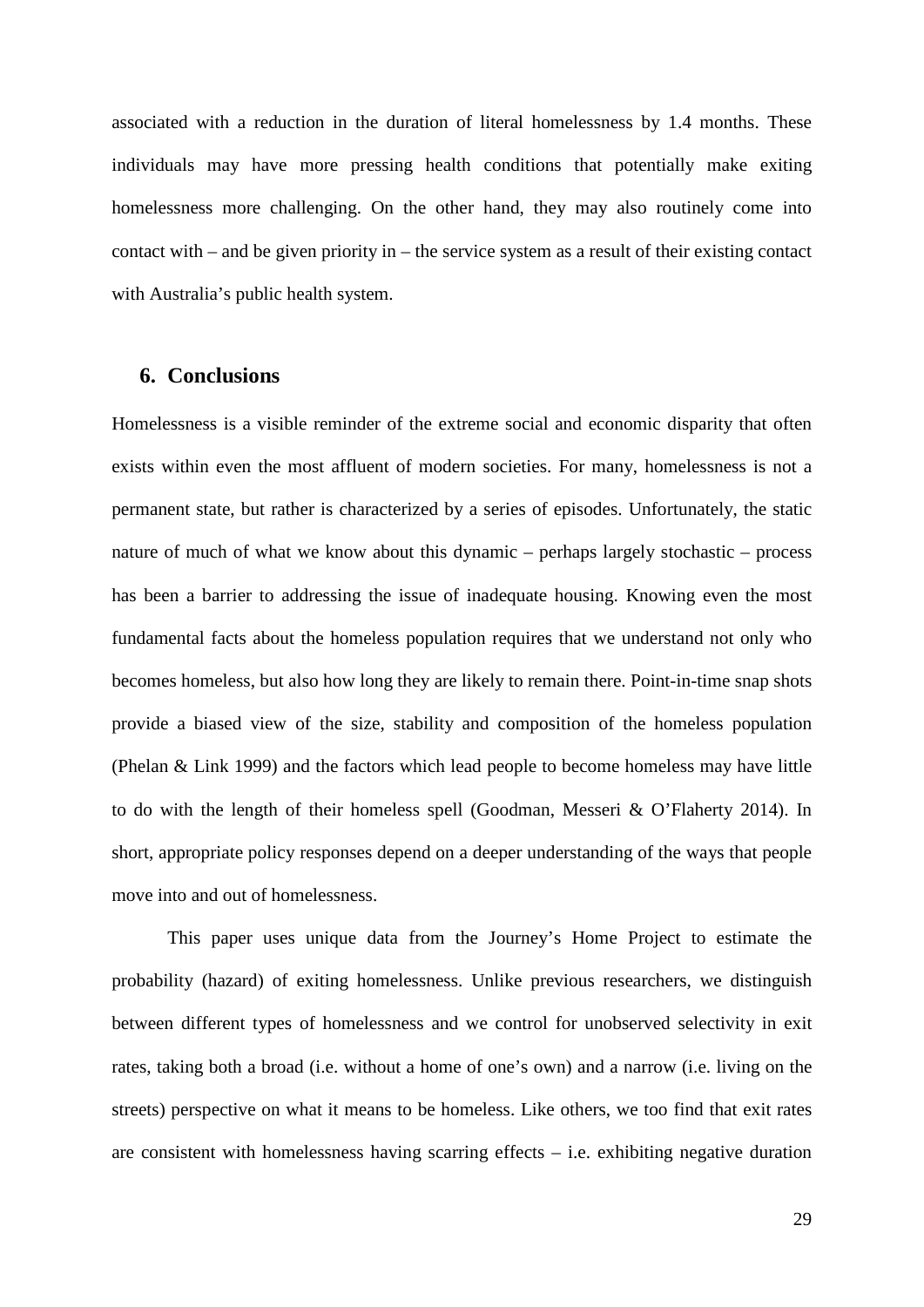associated with a reduction in the duration of literal homelessness by 1.4 months. These individuals may have more pressing health conditions that potentially make exiting homelessness more challenging. On the other hand, they may also routinely come into contact with – and be given priority in – the service system as a result of their existing contact with Australia's public health system.

## 6. Conclusions

Homelessness is a visible reminder of the extreme social and economic disparity that often exists within even the most affluent of modern societies. For many, homelessness is not a permanent state, but rather is characterized by a series of episodes. Unfortunately, the static nature of much of what we know about this dynamic – perhaps largely stochastic – process has been a barrier to addressing the issue of inadequate housing. Knowing even the most fundamental facts about the homeless population requires that we understand not only who becomes homeless, but also how long they are likely to remain there. Point-in-time snap shots provide a biased view of the size, stability and composition of the homeless population (Phelan & Link 1999) and the factors which lead people to become homeless may have little to do with the length of their homeless spell (Goodman, Messeri & O'Flaherty 2014). In short, appropriate policy responses depend on a deeper understanding of the ways that people move into and out of homelessness.

This paper uses unique data from the Journey's Home Project to estimate the probability (hazard) of exiting homelessness. Unlike previous researchers, we distinguish between different types of homelessness and we control for unobserved selectivity in exit rates, taking both a broad (i.e. without a home of one's own) and a narrow (i.e. living on the streets) perspective on what it means to be homeless. Like others, we too find that exit rates are consistent with homelessness having scarring effects – i.e. exhibiting negative duration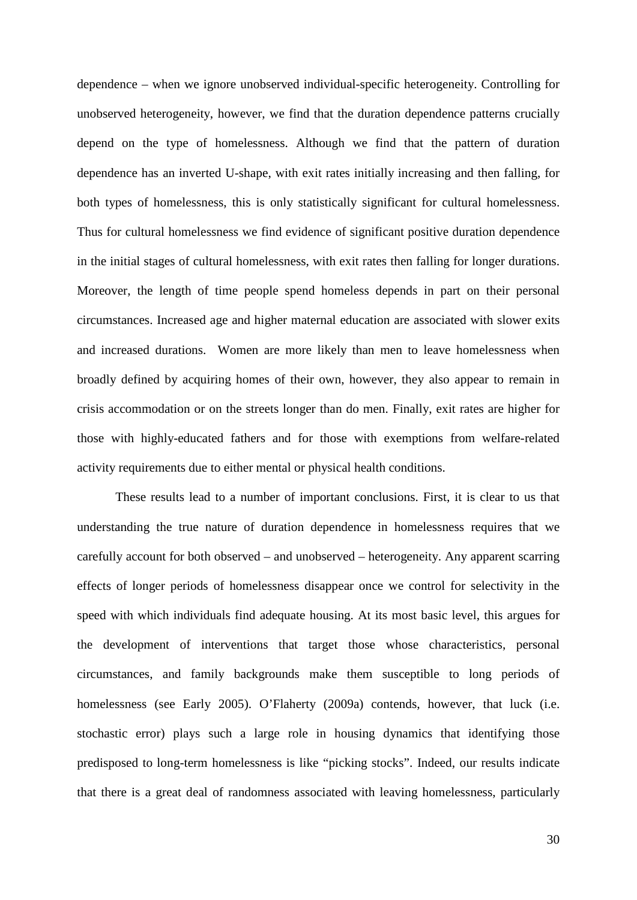dependence – when we ignore unobserved individual-specific heterogeneity. Controlling for unobserved heterogeneity, however, we find that the duration dependence patterns crucially depend on the type of homelessness. Although we find that the pattern of duration dependence has an inverted U-shape, with exit rates initially increasing and then falling, for both types of homelessness, this is only statistically significant for cultural homelessness. Thus for cultural homelessness we find evidence of significant positive duration dependence in the initial stages of cultural homelessness, with exit rates then falling for longer durations. Moreover, the length of time people spend homeless depends in part on their personal circumstances. Increased age and higher maternal education are associated with slower exits and increased durations. Women are more likely than men to leave homelessness when broadly defined by acquiring homes of their own, however, they also appear to remain in crisis accommodation or on the streets longer than do men. Finally, exit rates are higher for those with highly-educated fathers and for those with exemptions from welfare-related activity requirements due to either mental or physical health conditions.

These results lead to a number of important conclusions. First, it is clear to us that understanding the true nature of duration dependence in homelessness requires that we carefully account for both observed – and unobserved – heterogeneity. Any apparent scarring effects of longer periods of homelessness disappear once we control for selectivity in the speed with which individuals find adequate housing. At its most basic level, this argues for the development of interventions that target those whose characteristics, personal circumstances, and family backgrounds make them susceptible to long periods of homelessness (see Early 2005). O'Flaherty (2009a) contends, however, that luck (i.e. stochastic error) plays such a large role in housing dynamics that identifying those predisposed to long-term homelessness is like "picking stocks". Indeed, our results indicate that there is a great deal of randomness associated with leaving homelessness, particularly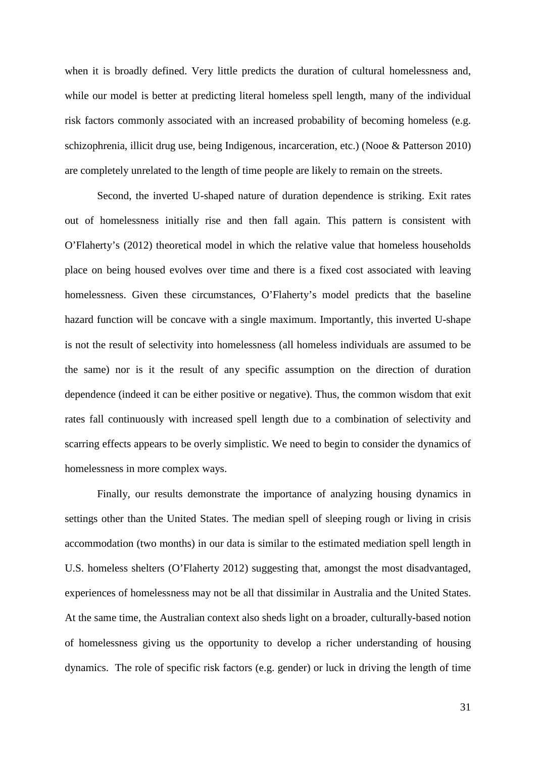when it is broadly defined. Very little predicts the duration of cultural homelessness and, while our model is better at predicting literal homeless spell length, many of the individual risk factors commonly associated with an increased probability of becoming homeless (e.g. schizophrenia, illicit drug use, being Indigenous, incarceration, etc.) (Nooe & Patterson 2010) are completely unrelated to the length of time people are likely to remain on the streets.

Second, the inverted U-shaped nature of duration dependence is striking. Exit rates out of homelessness initially rise and then fall again. This pattern is consistent with O'Flaherty's (2012) theoretical model in which the relative value that homeless households place on being housed evolves over time and there is a fixed cost associated with leaving homelessness. Given these circumstances, O'Flaherty's model predicts that the baseline hazard function will be concave with a single maximum. Importantly, this inverted U-shape is not the result of selectivity into homelessness (all homeless individuals are assumed to be the same) nor is it the result of any specific assumption on the direction of duration dependence (indeed it can be either positive or negative). Thus, the common wisdom that exit rates fall continuously with increased spell length due to a combination of selectivity and scarring effects appears to be overly simplistic. We need to begin to consider the dynamics of homelessness in more complex ways.

Finally, our results demonstrate the importance of analyzing housing dynamics in settings other than the United States. The median spell of sleeping rough or living in crisis accommodation (two months) in our data is similar to the estimated mediation spell length in U.S. homeless shelters (O'Flaherty 2012) suggesting that, amongst the most disadvantaged, experiences of homelessness may not be all that dissimilar in Australia and the United States. At the same time, the Australian context also sheds light on a broader, culturally-based notion of homelessness giving us the opportunity to develop a richer understanding of housing dynamics. The role of specific risk factors (e.g. gender) or luck in driving the length of time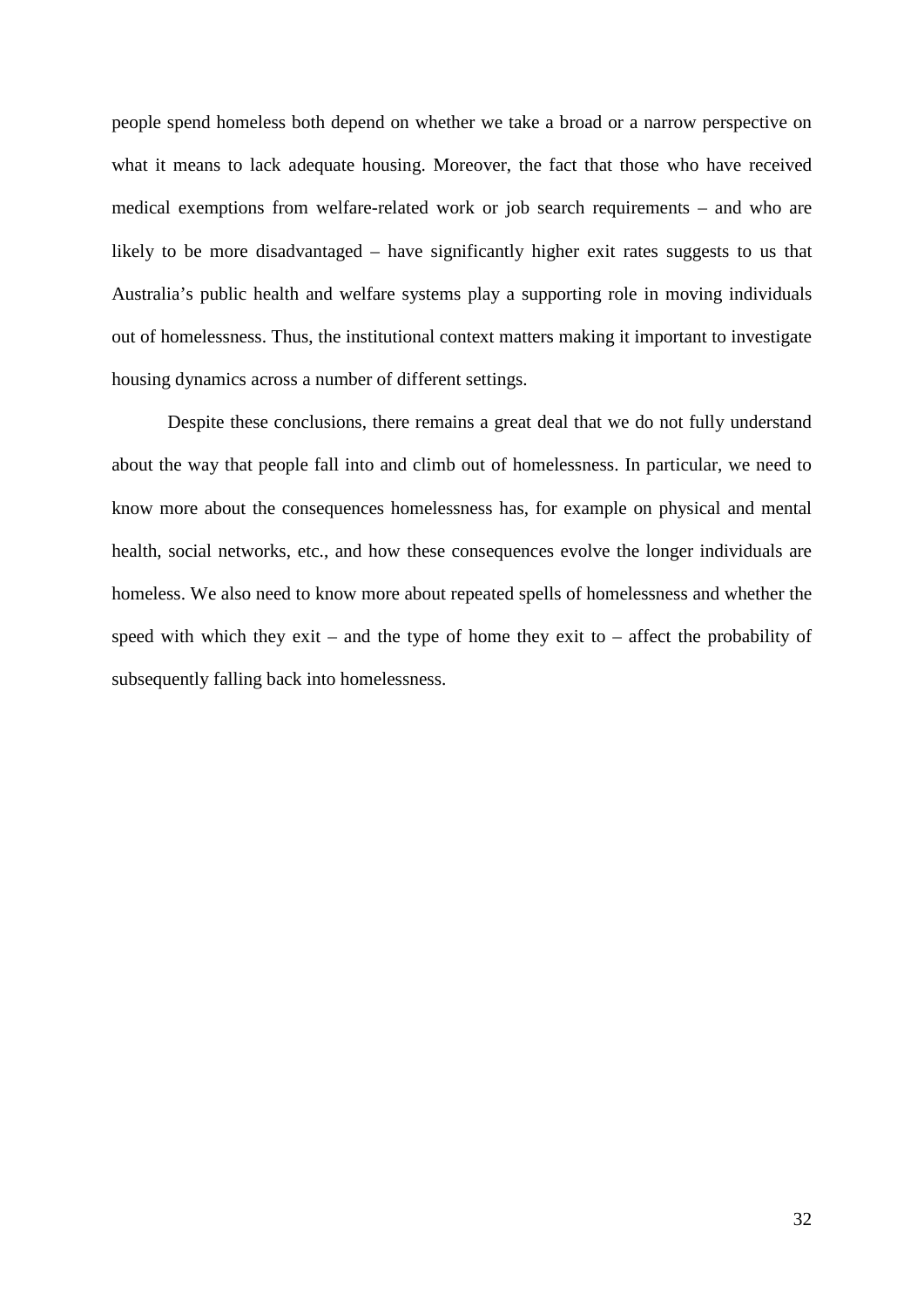people spend homeless both depend on whether we take a broad or a narrow perspective on what it means to lack adequate housing. Moreover, the fact that those who have received medical exemptions from welfare-related work or job search requirements – and who are likely to be more disadvantaged – have significantly higher exit rates suggests to us that Australia's public health and welfare systems play a supporting role in moving individuals out of homelessness. Thus, the institutional context matters making it important to investigate housing dynamics across a number of different settings.

Despite these conclusions, there remains a great deal that we do not fully understand about the way that people fall into and climb out of homelessness. In particular, we need to know more about the consequences homelessness has, for example on physical and mental health, social networks, etc., and how these consequences evolve the longer individuals are homeless. We also need to know more about repeated spells of homelessness and whether the speed with which they exit – and the type of home they exit to – affect the probability of subsequently falling back into homelessness.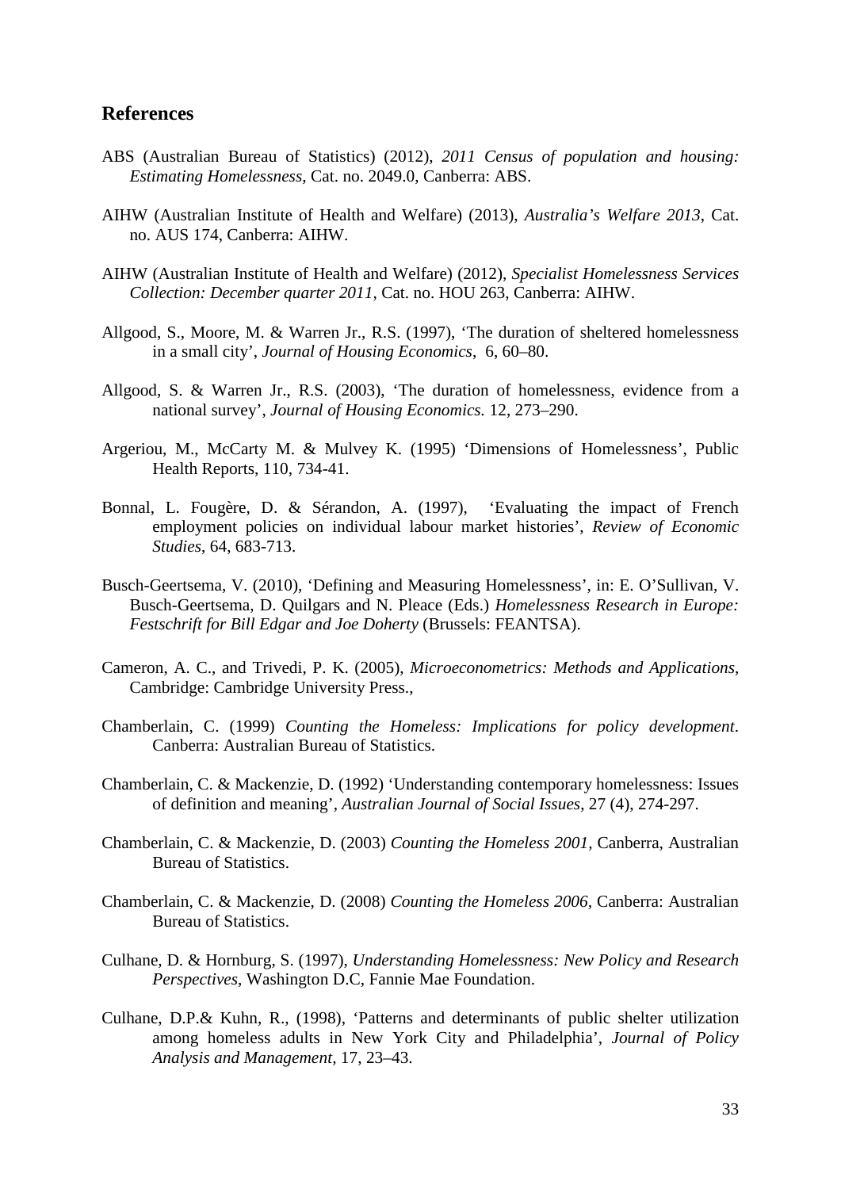## References

ABS (Australian Bureau of Statistics) (2012), *2011 Census of population and housing: Estimating Homelessness*, Cat. no. 2049.0, Canberra: ABS.

AIHW (Australian Institute of Health and Welfare) (2013), *Australia's Welfare 2013*, Cat. no. AUS 174, Canberra: AIHW.

AIHW (Australian Institute of Health and Welfare) (2012), *Specialist Homelessness Services Collection: December quarter 2011*, Cat. no. HOU 263, Canberra: AIHW.

Allgood, S., Moore, M. & Warren Jr., R.S. (1997), 'The duration of sheltered homelessness in a small city', *Journal of Housing Economics*, 6, 60–80.

Allgood, S. & Warren Jr., R.S. (2003), 'The duration of homelessness, evidence from a national survey', *Journal of Housing Economics.* 12, 273–290.

Argeriou, M., McCarty M. & Mulvey K. (1995) 'Dimensions of Homelessness', Public Health Reports, 110, 734-41.

Bonnal, L. Fougère, D. & Sérandon, A. (1997), 'Evaluating the impact of French employment policies on individual labour market histories', *Review of Economic Studies*, 64, 683-713.

Busch-Geertsema, V. (2010), 'Defining and Measuring Homelessness', in: E. O'Sullivan, V. Busch-Geertsema, D. Quilgars and N. Pleace (Eds.) *Homelessness Research in Europe: Festschrift for Bill Edgar and Joe Doherty* (Brussels: FEANTSA).

Cameron, A. C., and Trivedi, P. K. (2005), *Microeconometrics: Methods and Applications*, Cambridge: Cambridge University Press.,

Chamberlain, C. (1999) *Counting the Homeless: Implications for policy development*. Canberra: Australian Bureau of Statistics.

Chamberlain, C. & Mackenzie, D. (1992) 'Understanding contemporary homelessness: Issues of definition and meaning', *Australian Journal of Social Issues*, 27 (4), 274-297.

Chamberlain, C. & Mackenzie, D. (2003) *Counting the Homeless 2001,* Canberra, Australian Bureau of Statistics.

Chamberlain, C. & Mackenzie, D. (2008) *Counting the Homeless 2006*, Canberra: Australian Bureau of Statistics.

Culhane, D. & Hornburg, S. (1997), *Understanding Homelessness: New Policy and Research Perspectives*, Washington D.C, Fannie Mae Foundation.

Culhane, D.P.& Kuhn, R., (1998), 'Patterns and determinants of public shelter utilization among homeless adults in New York City and Philadelphia', *Journal of Policy Analysis and Management*, 17, 23–43.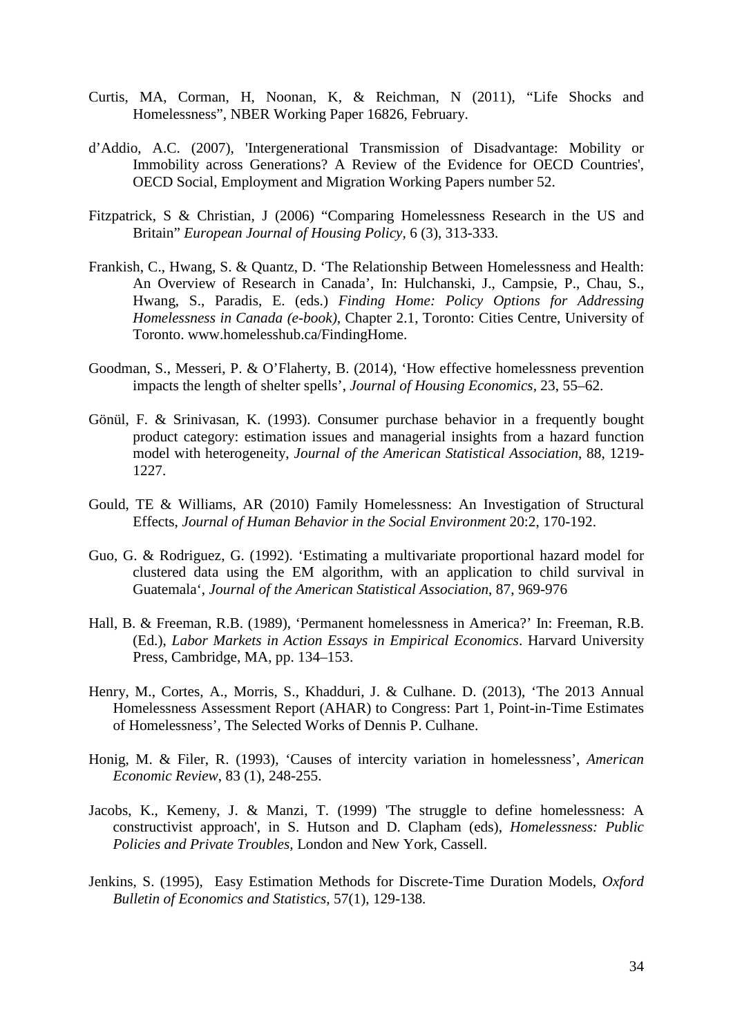Curtis, MA, Corman, H, Noonan, K, & Reichman, N (2011), "Life Shocks and Homelessness", NBER Working Paper 16826, February.

d'Addio, A.C. (2007), 'Intergenerational Transmission of Disadvantage: Mobility or Immobility across Generations? A Review of the Evidence for OECD Countries', OECD Social, Employment and Migration Working Papers number 52.

Fitzpatrick, S & Christian, J (2006) "Comparing Homelessness Research in the US and Britain" *European Journal of Housing Policy*, 6 (3), 313-333.

Frankish, C., Hwang, S. & Quantz, D. 'The Relationship Between Homelessness and Health: An Overview of Research in Canada', In: Hulchanski, J., Campsie, P., Chau, S., Hwang, S., Paradis, E. (eds.) *Finding Home: Policy Options for Addressing Homelessness in Canada (e-book)*, Chapter 2.1, Toronto: Cities Centre, University of Toronto. www.homelesshub.ca/FindingHome.

Goodman, S., Messeri, P. & O'Flaherty, B. (2014), 'How effective homelessness prevention impacts the length of shelter spells', *Journal of Housing Economics*, 23, 55–62.

Gönül, F. & Srinivasan, K. (1993). Consumer purchase behavior in a frequently bought product category: estimation issues and managerial insights from a hazard function model with heterogeneity, *Journal of the American Statistical Association*, 88, 1219-1227.

Gould, TE & Williams, AR (2010) Family Homelessness: An Investigation of Structural Effects, *Journal of Human Behavior in the Social Environment* 20:2, 170-192.

Guo, G. & Rodriguez, G. (1992). 'Estimating a multivariate proportional hazard model for clustered data using the EM algorithm, with an application to child survival in Guatemala', *Journal of the American Statistical Association*, 87, 969-976

Hall, B. & Freeman, R.B. (1989), 'Permanent homelessness in America?' In: Freeman, R.B. (Ed.), *Labor Markets in Action Essays in Empirical Economics*. Harvard University Press, Cambridge, MA, pp. 134–153.

Henry, M., Cortes, A., Morris, S., Khadduri, J. & Culhane. D. (2013), 'The 2013 Annual Homelessness Assessment Report (AHAR) to Congress: Part 1, Point-in-Time Estimates of Homelessness', The Selected Works of Dennis P. Culhane.

Honig, M. & Filer, R. (1993), 'Causes of intercity variation in homelessness', *American Economic Review*, 83 (1), 248-255.

Jacobs, K., Kemeny, J. & Manzi, T. (1999) 'The struggle to define homelessness: A constructivist approach', in S. Hutson and D. Clapham (eds), *Homelessness: Public Policies and Private Troubles*, London and New York, Cassell.

Jenkins, S. (1995), Easy Estimation Methods for Discrete-Time Duration Models, *Oxford Bulletin of Economics and Statistics*, 57(1), 129-138.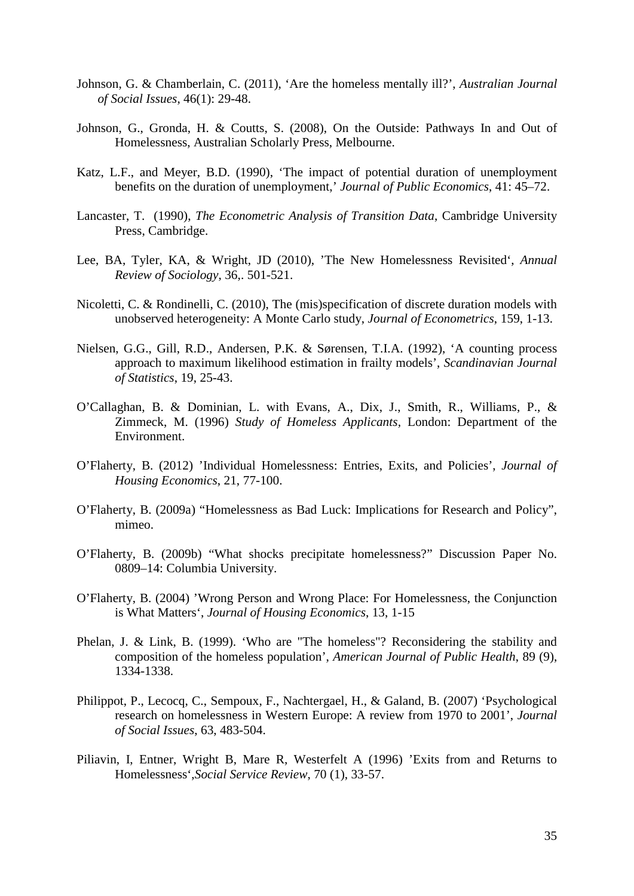Johnson, G. & Chamberlain, C. (2011), 'Are the homeless mentally ill?', *Australian Journal of Social Issues*, 46(1): 29-48.

Johnson, G., Gronda, H. & Coutts, S. (2008), On the Outside: Pathways In and Out of Homelessness, Australian Scholarly Press, Melbourne.

Katz, L.F., and Meyer, B.D. (1990), 'The impact of potential duration of unemployment benefits on the duration of unemployment,' *Journal of Public Economics*, 41: 45–72.

Lancaster, T. (1990), *The Econometric Analysis of Transition Data*, Cambridge University Press, Cambridge.

Lee, BA, Tyler, KA, & Wright, JD (2010), 'The New Homelessness Revisited', *Annual Review of Sociology*, 36,. 501-521.

Nicoletti, C. & Rondinelli, C. (2010), The (mis)specification of discrete duration models with unobserved heterogeneity: A Monte Carlo study, *Journal of Econometrics*, 159, 1-13.

Nielsen, G.G., Gill, R.D., Andersen, P.K. & Sørensen, T.I.A. (1992), 'A counting process approach to maximum likelihood estimation in frailty models', *Scandinavian Journal of Statistics*, 19, 25-43.

O'Callaghan, B. & Dominian, L. with Evans, A., Dix, J., Smith, R., Williams, P., & Zimmeck, M. (1996) *Study of Homeless Applicants*, London: Department of the Environment.

O'Flaherty, B. (2012) 'Individual Homelessness: Entries, Exits, and Policies', *Journal of Housing Economics*, 21, 77-100.

O'Flaherty, B. (2009a) "Homelessness as Bad Luck: Implications for Research and Policy", mimeo.

O'Flaherty, B. (2009b) "What shocks precipitate homelessness?" Discussion Paper No. 0809–14: Columbia University.

O'Flaherty, B. (2004) 'Wrong Person and Wrong Place: For Homelessness, the Conjunction is What Matters', *Journal of Housing Economics*, 13, 1-15

Phelan, J. & Link, B. (1999). 'Who are "The homeless"? Reconsidering the stability and composition of the homeless population', *American Journal of Public Health*, 89 (9), 1334-1338.

Philippot, P., Lecocq, C., Sempoux, F., Nachtergael, H., & Galand, B. (2007) 'Psychological research on homelessness in Western Europe: A review from 1970 to 2001', *Journal of Social Issues*, 63, 483-504.

Piliavin, I, Entner, Wright B, Mare R, Westerfelt A (1996) 'Exits from and Returns to Homelessness',*Social Service Review*, 70 (1), 33-57.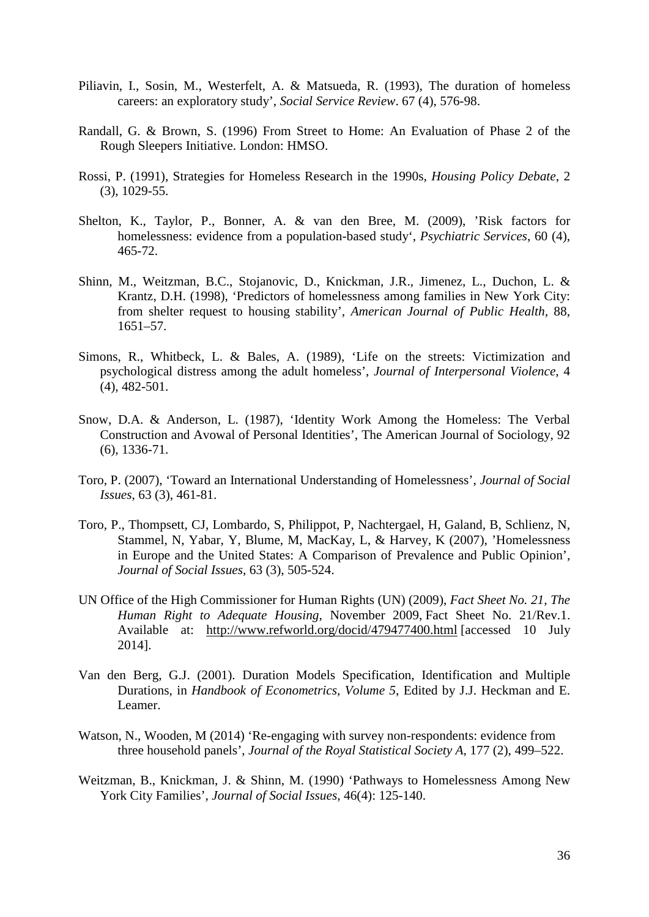Piliavin, I., Sosin, M., Westerfelt, A. & Matsueda, R. (1993), The duration of homeless careers: an exploratory study', *Social Service Review*. 67 (4), 576-98.

Randall, G. & Brown, S. (1996) From Street to Home: An Evaluation of Phase 2 of the Rough Sleepers Initiative. London: HMSO.

Rossi, P. (1991), Strategies for Homeless Research in the 1990s, *Housing Policy Debate*, 2 (3), 1029-55.

Shelton, K., Taylor, P., Bonner, A. & van den Bree, M. (2009), 'Risk factors for homelessness: evidence from a population-based study', *Psychiatric Services*, 60 (4), 465-72.

Shinn, M., Weitzman, B.C., Stojanovic, D., Knickman, J.R., Jimenez, L., Duchon, L. & Krantz, D.H. (1998), 'Predictors of homelessness among families in New York City: from shelter request to housing stability', *American Journal of Public Health*, 88, 1651–57.

Simons, R., Whitbeck, L. & Bales, A. (1989), 'Life on the streets: Victimization and psychological distress among the adult homeless', *Journal of Interpersonal Violence*, 4 (4), 482-501.

Snow, D.A. & Anderson, L. (1987), 'Identity Work Among the Homeless: The Verbal Construction and Avowal of Personal Identities', The American Journal of Sociology, 92 (6), 1336-71.

Toro, P. (2007), 'Toward an International Understanding of Homelessness', *Journal of Social Issues*, 63 (3), 461-81.

Toro, P., Thompsett, CJ, Lombardo, S, Philippot, P, Nachtergael, H, Galand, B, Schlienz, N, Stammel, N, Yabar, Y, Blume, M, MacKay, L, & Harvey, K (2007), 'Homelessness in Europe and the United States: A Comparison of Prevalence and Public Opinion', *Journal of Social Issues*, 63 (3), 505-524.

UN Office of the High Commissioner for Human Rights (UN) (2009), *Fact Sheet No. 21, The Human Right to Adequate Housing*, November 2009, Fact Sheet No. 21/Rev.1. Available at: http://www.refworld.org/docid/479477400.html [accessed 10 July 2014].

Van den Berg, G.J. (2001). Duration Models Specification, Identification and Multiple Durations, in *Handbook of Econometrics, Volume 5*, Edited by J.J. Heckman and E. Leamer.

Watson, N., Wooden, M (2014) 'Re-engaging with survey non-respondents: evidence from three household panels', *Journal of the Royal Statistical Society A*, 177 (2), 499–522.

Weitzman, B., Knickman, J. & Shinn, M. (1990) 'Pathways to Homelessness Among New York City Families', *Journal of Social Issues*, 46(4): 125-140.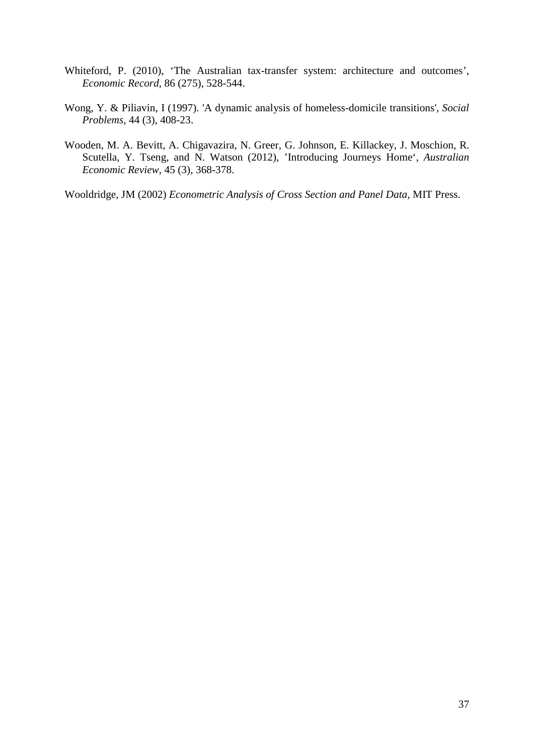Whiteford, P. (2010), 'The Australian tax-transfer system: architecture and outcomes', *Economic Record*, 86 (275), 528-544.

Wong, Y. & Piliavin, I (1997). 'A dynamic analysis of homeless-domicile transitions', *Social Problems*, 44 (3), 408-23.

Wooden, M. A. Bevitt, A. Chigavazira, N. Greer, G. Johnson, E. Killackey, J. Moschion, R. Scutella, Y. Tseng, and N. Watson (2012), 'Introducing Journeys Home', *Australian Economic Review*, 45 (3), 368-378.

Wooldridge, JM (2002) *Econometric Analysis of Cross Section and Panel Data*, MIT Press.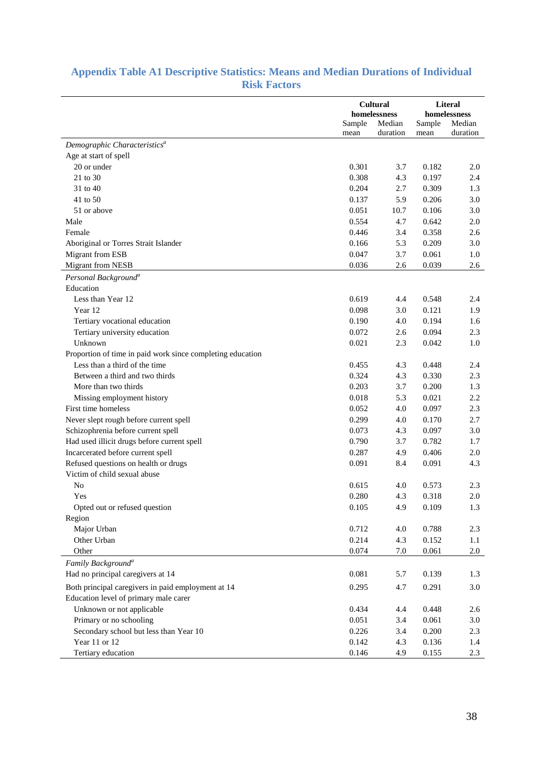## Appendix Table A1 Descriptive Statistics: Means and Median Durations of Individual Risk Factors

| | Cultural homelessness | | Literal homelessness | |
|---|---|---|---|---|
| | Sample mean | Median duration | Sample mean | Median duration |
| *Demographic Characteristics*[a] | | | | |
| Age at start of spell | | | | |
| 20 or under | 0.301 | 3.7 | 0.182 | 2.0 |
| 21 to 30 | 0.308 | 4.3 | 0.197 | 2.4 |
| 31 to 40 | 0.204 | 2.7 | 0.309 | 1.3 |
| 41 to 50 | 0.137 | 5.9 | 0.206 | 3.0 |
| 51 or above | 0.051 | 10.7 | 0.106 | 3.0 |
| Male | 0.554 | 4.7 | 0.642 | 2.0 |
| Female | 0.446 | 3.4 | 0.358 | 2.6 |
| Aboriginal or Torres Strait Islander | 0.166 | 5.3 | 0.209 | 3.0 |
| Migrant from ESB | 0.047 | 3.7 | 0.061 | 1.0 |
| Migrant from NESB | 0.036 | 2.6 | 0.039 | 2.6 |
| *Personal Background*[a] | | | | |
| Education | | | | |
| Less than Year 12 | 0.619 | 4.4 | 0.548 | 2.4 |
| Year 12 | 0.098 | 3.0 | 0.121 | 1.9 |
| Tertiary vocational education | 0.190 | 4.0 | 0.194 | 1.6 |
| Tertiary university education | 0.072 | 2.6 | 0.094 | 2.3 |
| Unknown | 0.021 | 2.3 | 0.042 | 1.0 |
| Proportion of time in paid work since completing education | | | | |
| Less than a third of the time | 0.455 | 4.3 | 0.448 | 2.4 |
| Between a third and two thirds | 0.324 | 4.3 | 0.330 | 2.3 |
| More than two thirds | 0.203 | 3.7 | 0.200 | 1.3 |
| Missing employment history | 0.018 | 5.3 | 0.021 | 2.2 |
| First time homeless | 0.052 | 4.0 | 0.097 | 2.3 |
| Never slept rough before current spell | 0.299 | 4.0 | 0.170 | 2.7 |
| Schizophrenia before current spell | 0.073 | 4.3 | 0.097 | 3.0 |
| Had used illicit drugs before current spell | 0.790 | 3.7 | 0.782 | 1.7 |
| Incarcerated before current spell | 0.287 | 4.9 | 0.406 | 2.0 |
| Refused questions on health or drugs | 0.091 | 8.4 | 0.091 | 4.3 |
| Victim of child sexual abuse | | | | |
| No | 0.615 | 4.0 | 0.573 | 2.3 |
| Yes | 0.280 | 4.3 | 0.318 | 2.0 |
| Opted out or refused question | 0.105 | 4.9 | 0.109 | 1.3 |
| Region | | | | |
| Major Urban | 0.712 | 4.0 | 0.788 | 2.3 |
| Other Urban | 0.214 | 4.3 | 0.152 | 1.1 |
| Other | 0.074 | 7.0 | 0.061 | 2.0 |
| *Family Background*[a] | | | | |
| Had no principal caregivers at 14 | 0.081 | 5.7 | 0.139 | 1.3 |
| Both principal caregivers in paid employment at 14 | 0.295 | 4.7 | 0.291 | 3.0 |
| Education level of primary male carer | | | | |
| Unknown or not applicable | 0.434 | 4.4 | 0.448 | 2.6 |
| Primary or no schooling | 0.051 | 3.4 | 0.061 | 3.0 |
| Secondary school but less than Year 10 | 0.226 | 3.4 | 0.200 | 2.3 |
| Year 11 or 12 | 0.142 | 4.3 | 0.136 | 1.4 |
| Tertiary education | 0.146 | 4.9 | 0.155 | 2.3 |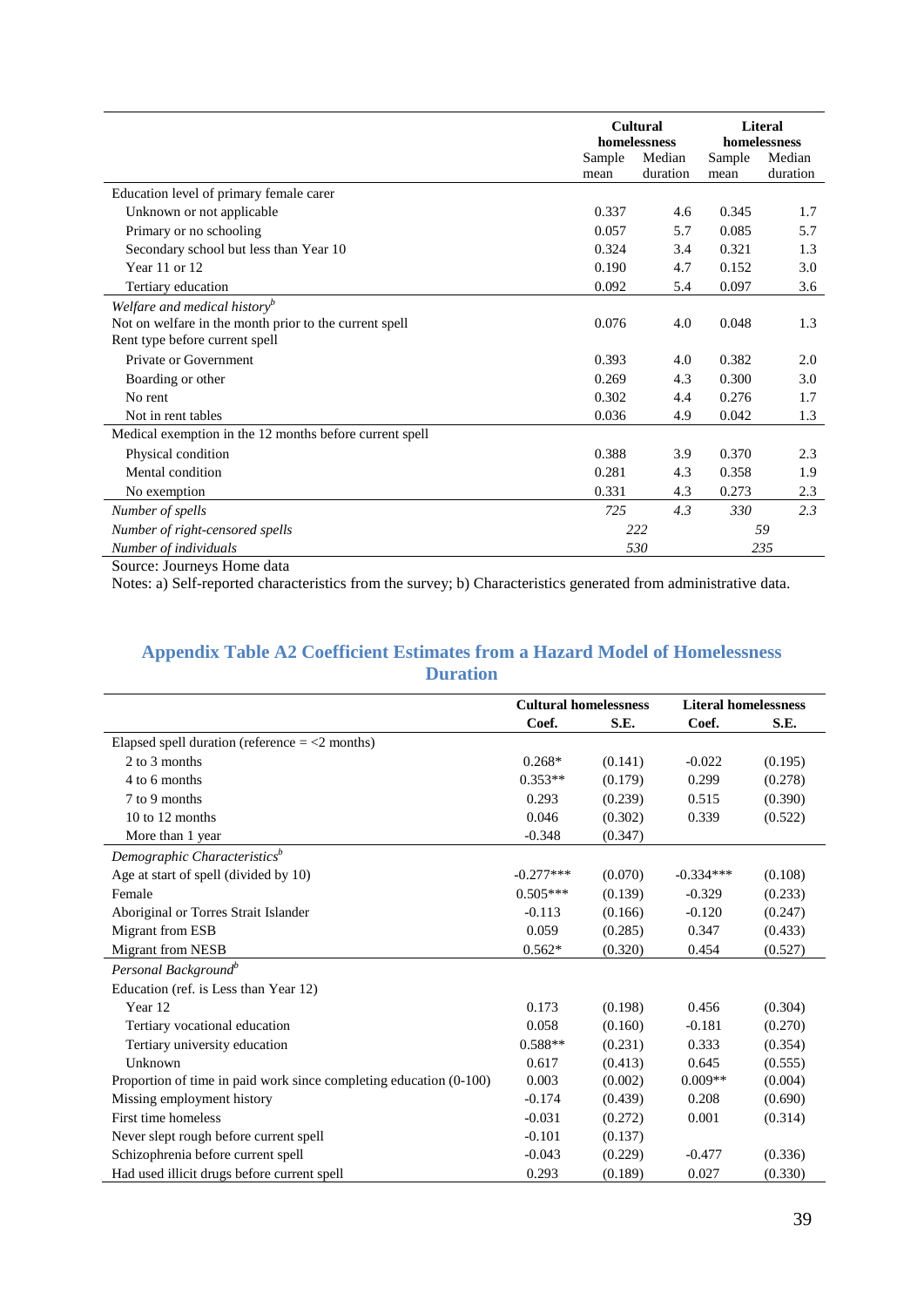| | Cultural homelessness | | Literal homelessness | |
|---|---|---|---|---|
| | Sample mean | Median duration | Sample mean | Median duration |
| Education level of primary female carer | | | | |
| Unknown or not applicable | 0.337 | 4.6 | 0.345 | 1.7 |
| Primary or no schooling | 0.057 | 5.7 | 0.085 | 5.7 |
| Secondary school but less than Year 10 | 0.324 | 3.4 | 0.321 | 1.3 |
| Year 11 or 12 | 0.190 | 4.7 | 0.152 | 3.0 |
| Tertiary education | 0.092 | 5.4 | 0.097 | 3.6 |
| *Welfare and medical history*[b] | | | | |
| Not on welfare in the month prior to the current spell | 0.076 | 4.0 | 0.048 | 1.3 |
| Rent type before current spell | | | | |
| Private or Government | 0.393 | 4.0 | 0.382 | 2.0 |
| Boarding or other | 0.269 | 4.3 | 0.300 | 3.0 |
| No rent | 0.302 | 4.4 | 0.276 | 1.7 |
| Not in rent tables | 0.036 | 4.9 | 0.042 | 1.3 |
| Medical exemption in the 12 months before current spell | | | | |
| Physical condition | 0.388 | 3.9 | 0.370 | 2.3 |
| Mental condition | 0.281 | 4.3 | 0.358 | 1.9 |
| No exemption | 0.331 | 4.3 | 0.273 | 2.3 |
| *Number of spells* | *725* | *4.3* | *330* | *2.3* |
| *Number of right-censored spells* | *222* | | *59* | |
| *Number of individuals* | *530* | | *235* | |

Source: Journeys Home data

Notes: a) Self-reported characteristics from the survey; b) Characteristics generated from administrative data.

## Appendix Table A2 Coefficient Estimates from a Hazard Model of Homelessness Duration

| | Cultural homelessness | | Literal homelessness | |
|---|---|---|---|---|
| | Coef. | S.E. | Coef. | S.E. |
| Elapsed spell duration (reference = <2 months) | | | | |
| 2 to 3 months | 0.268* | (0.141) | -0.022 | (0.195) |
| 4 to 6 months | 0.353** | (0.179) | 0.299 | (0.278) |
| 7 to 9 months | 0.293 | (0.239) | 0.515 | (0.390) |
| 10 to 12 months | 0.046 | (0.302) | 0.339 | (0.522) |
| More than 1 year | -0.348 | (0.347) | | |
| *Demographic Characteristics*[b] | | | | |
| Age at start of spell (divided by 10) | -0.277*** | (0.070) | -0.334*** | (0.108) |
| Female | 0.505*** | (0.139) | -0.329 | (0.233) |
| Aboriginal or Torres Strait Islander | -0.113 | (0.166) | -0.120 | (0.247) |
| Migrant from ESB | 0.059 | (0.285) | 0.347 | (0.433) |
| Migrant from NESB | 0.562* | (0.320) | 0.454 | (0.527) |
| *Personal Background*[b] | | | | |
| Education (ref. is Less than Year 12) | | | | |
| Year 12 | 0.173 | (0.198) | 0.456 | (0.304) |
| Tertiary vocational education | 0.058 | (0.160) | -0.181 | (0.270) |
| Tertiary university education | 0.588** | (0.231) | 0.333 | (0.354) |
| Unknown | 0.617 | (0.413) | 0.645 | (0.555) |
| Proportion of time in paid work since completing education (0-100) | 0.003 | (0.002) | 0.009** | (0.004) |
| Missing employment history | -0.174 | (0.439) | 0.208 | (0.690) |
| First time homeless | -0.031 | (0.272) | 0.001 | (0.314) |
| Never slept rough before current spell | -0.101 | (0.137) | | |
| Schizophrenia before current spell | -0.043 | (0.229) | -0.477 | (0.336) |
| Had used illicit drugs before current spell | 0.293 | (0.189) | 0.027 | (0.330) |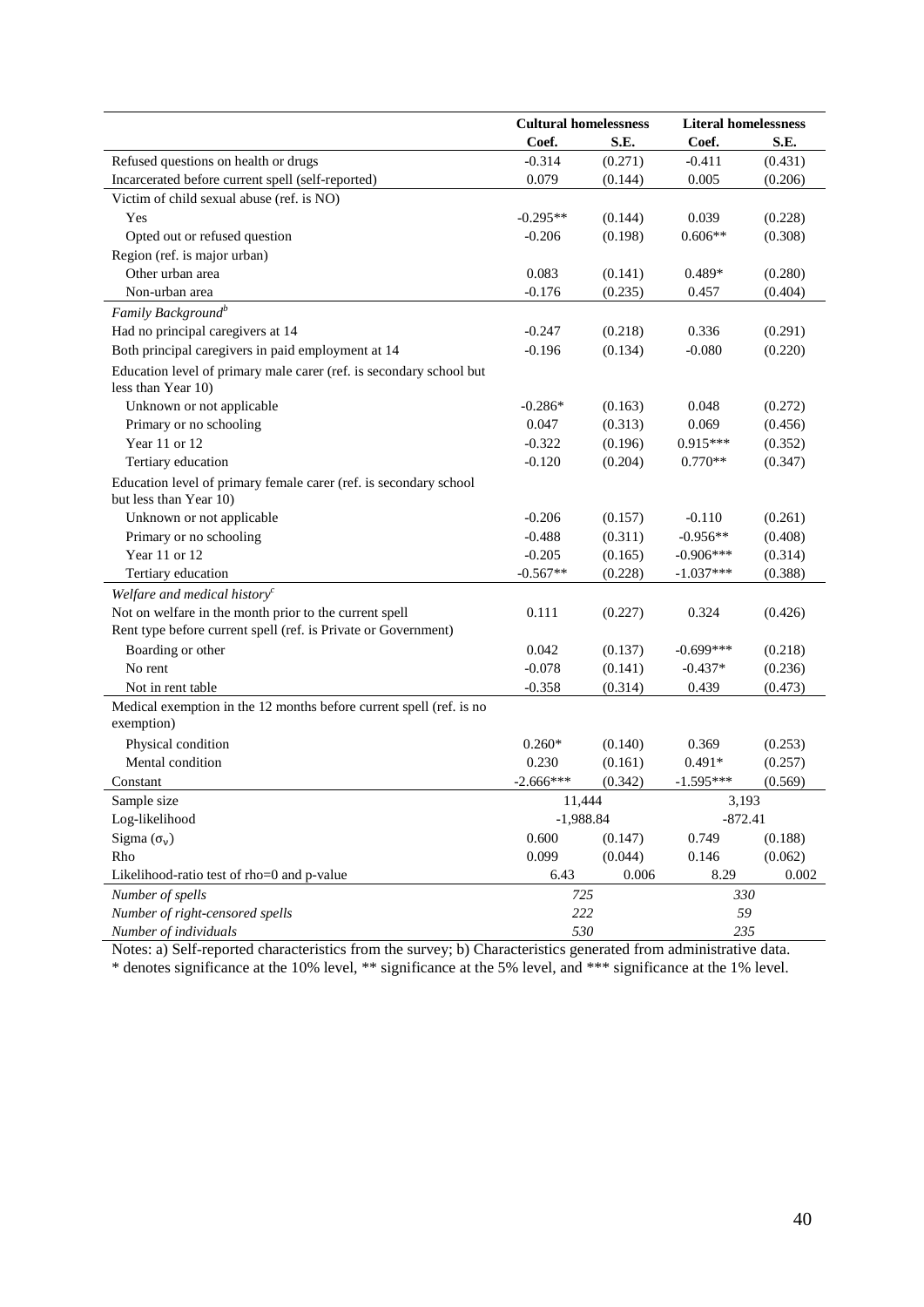| | Cultural homelessness | | Literal homelessness | |
|---|---|---|---|---|
| | Coef. | S.E. | Coef. | S.E. |
| Refused questions on health or drugs | -0.314 | (0.271) | -0.411 | (0.431) |
| Incarcerated before current spell (self-reported) | 0.079 | (0.144) | 0.005 | (0.206) |
| Victim of child sexual abuse (ref. is NO) | | | | |
| Yes | -0.295** | (0.144) | 0.039 | (0.228) |
| Opted out or refused question | -0.206 | (0.198) | 0.606** | (0.308) |
| Region (ref. is major urban) | | | | |
| Other urban area | 0.083 | (0.141) | 0.489* | (0.280) |
| Non-urban area | -0.176 | (0.235) | 0.457 | (0.404) |
| *Family Background*[b] | | | | |
| Had no principal caregivers at 14 | -0.247 | (0.218) | 0.336 | (0.291) |
| Both principal caregivers in paid employment at 14 | -0.196 | (0.134) | -0.080 | (0.220) |
| Education level of primary male carer (ref. is secondary school but less than Year 10) | | | | |
| Unknown or not applicable | -0.286* | (0.163) | 0.048 | (0.272) |
| Primary or no schooling | 0.047 | (0.313) | 0.069 | (0.456) |
| Year 11 or 12 | -0.322 | (0.196) | 0.915*** | (0.352) |
| Tertiary education | -0.120 | (0.204) | 0.770** | (0.347) |
| Education level of primary female carer (ref. is secondary school but less than Year 10) | | | | |
| Unknown or not applicable | -0.206 | (0.157) | -0.110 | (0.261) |
| Primary or no schooling | -0.488 | (0.311) | -0.956** | (0.408) |
| Year 11 or 12 | -0.205 | (0.165) | -0.906*** | (0.314) |
| Tertiary education | -0.567** | (0.228) | -1.037*** | (0.388) |
| *Welfare and medical history*[c] | | | | |
| Not on welfare in the month prior to the current spell | 0.111 | (0.227) | 0.324 | (0.426) |
| Rent type before current spell (ref. is Private or Government) | | | | |
| Boarding or other | 0.042 | (0.137) | -0.699*** | (0.218) |
| No rent | -0.078 | (0.141) | -0.437* | (0.236) |
| Not in rent table | -0.358 | (0.314) | 0.439 | (0.473) |
| Medical exemption in the 12 months before current spell (ref. is no exemption) | | | | |
| Physical condition | 0.260* | (0.140) | 0.369 | (0.253) |
| Mental condition | 0.230 | (0.161) | 0.491* | (0.257) |
| Constant | -2.666*** | (0.342) | -1.595*** | (0.569) |
| Sample size | 11,444 | | 3,193 | |
| Log-likelihood | -1,988.84 | | -872.41 | |
| Sigma ($\sigma_v$) | 0.600 | (0.147) | 0.749 | (0.188) |
| Rho | 0.099 | (0.044) | 0.146 | (0.062) |
| Likelihood-ratio test of rho=0 and p-value | 6.43 | 0.006 | 8.29 | 0.002 |
| *Number of spells* | *725* | | *330* | |
| *Number of right-censored spells* | *222* | | *59* | |
| *Number of individuals* | *530* | | *235* | |

Notes: a) Self-reported characteristics from the survey; b) Characteristics generated from administrative data.
* denotes significance at the 10% level, ** significance at the 5% level, and *** significance at the 1% level.